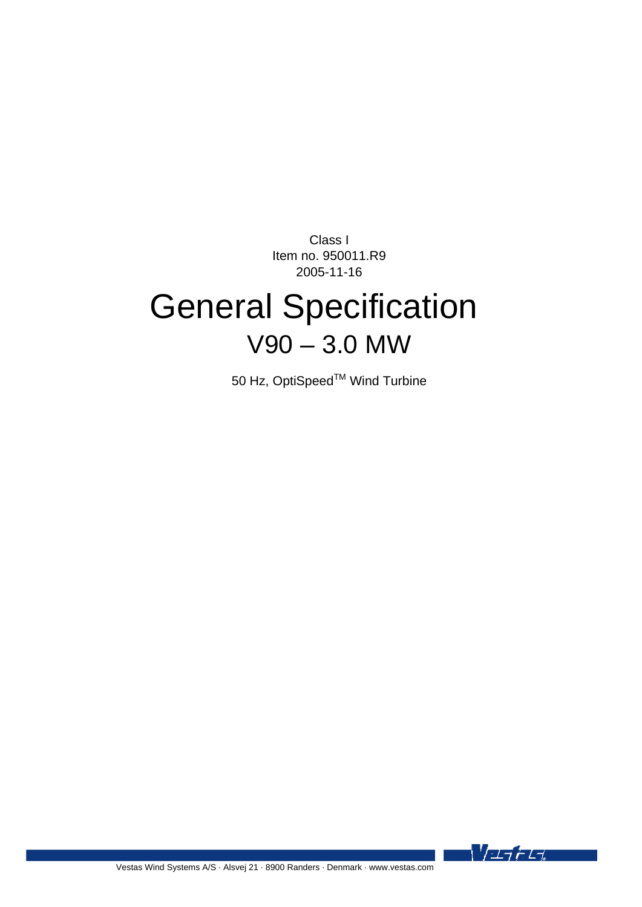Class I
Item no. 950011.R9
2005-11-16

# General Specification

## V90 – 3.0 MW

50 Hz, OptiSpeed™ Wind Turbine

Vestas Wind Systems A/S · Alsvej 21 · 8900 Randers · Denmark · www.vestas.com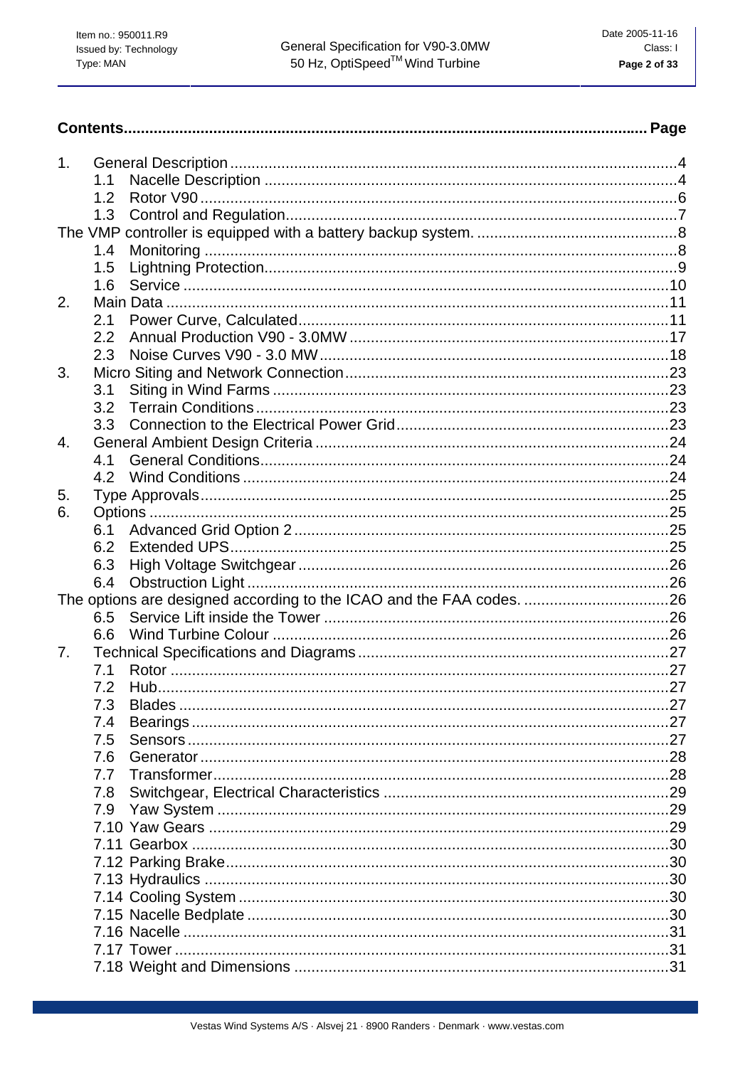**Contents............................................................................................................................ Page**

1. General Description .......................................................................................................4
   - 1.1 Nacelle Description ...............................................................................................4
   - 1.2 Rotor V90..............................................................................................................6
   - 1.3 Control and Regulation..........................................................................................7

The VMP controller is equipped with a battery backup system. ...............................................8

   - 1.4 Monitoring .............................................................................................................8
   - 1.5 Lightning Protection...............................................................................................9
   - 1.6 Service .................................................................................................................10

2. Main Data ....................................................................................................................11
   - 2.1 Power Curve, Calculated......................................................................................11
   - 2.2 Annual Production V90 - 3.0MW ..........................................................................17
   - 2.3 Noise Curves V90 - 3.0 MW.................................................................................18
3. Micro Siting and Network Connection...........................................................................23
   - 3.1 Siting in Wind Farms ...........................................................................................23
   - 3.2 Terrain Conditions ...............................................................................................23
   - 3.3 Connection to the Electrical Power Grid...............................................................23
4. General Ambient Design Criteria ..................................................................................24
   - 4.1 General Conditions...............................................................................................24
   - 4.2 Wind Conditions ..................................................................................................24
5. Type Approvals............................................................................................................25
6. Options ........................................................................................................................25
   - 6.1 Advanced Grid Option 2 .......................................................................................25
   - 6.2 Extended UPS......................................................................................................25
   - 6.3 High Voltage Switchgear ......................................................................................26
   - 6.4 Obstruction Light ..................................................................................................26

The options are designed according to the ICAO and the FAA codes. ..................................26

   - 6.5 Service Lift inside the Tower ................................................................................26
   - 6.6 Wind Turbine Colour ............................................................................................26

7. Technical Specifications and Diagrams.........................................................................27
   - 7.1 Rotor ...................................................................................................................27
   - 7.2 Hub......................................................................................................................27
   - 7.3 Blades .................................................................................................................27
   - 7.4 Bearings ..............................................................................................................27
   - 7.5 Sensors ...............................................................................................................27
   - 7.6 Generator ............................................................................................................28
   - 7.7 Transformer.........................................................................................................28
   - 7.8 Switchgear, Electrical Characteristics ..................................................................29
   - 7.9 Yaw System ........................................................................................................29
   - 7.10 Yaw Gears ..........................................................................................................29
   - 7.11 Gearbox ..............................................................................................................30
   - 7.12 Parking Brake.......................................................................................................30
   - 7.13 Hydraulics ...........................................................................................................30
   - 7.14 Cooling System ....................................................................................................30
   - 7.15 Nacelle Bedplate ..................................................................................................30
   - 7.16 Nacelle ................................................................................................................31
   - 7.17 Tower ..................................................................................................................31
   - 7.18 Weight and Dimensions .......................................................................................31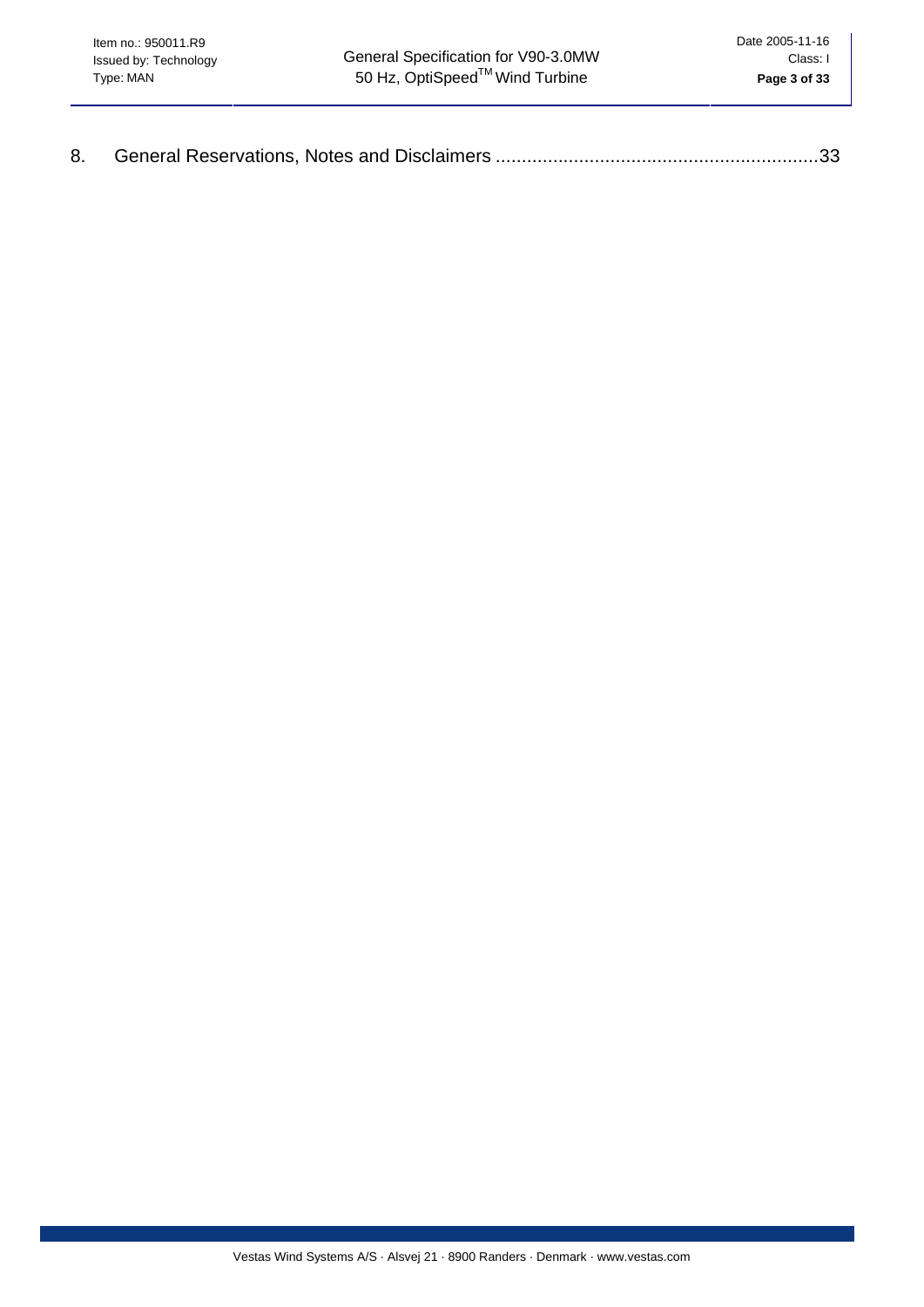8. General Reservations, Notes and Disclaimers ............................................................33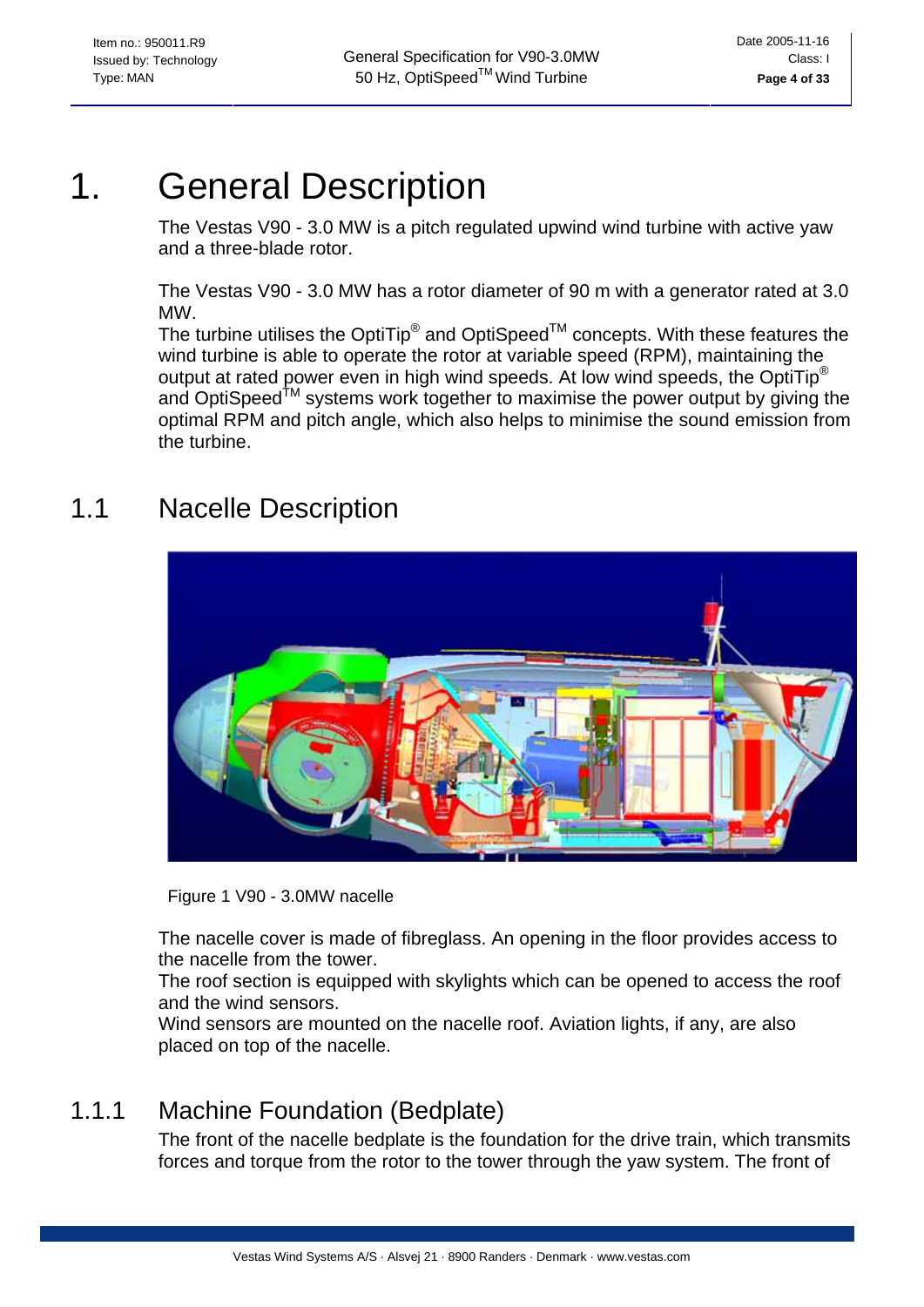# 1. General Description

The Vestas V90 - 3.0 MW is a pitch regulated upwind wind turbine with active yaw and a three-blade rotor.

The Vestas V90 - 3.0 MW has a rotor diameter of 90 m with a generator rated at 3.0 MW.
The turbine utilises the OptiTip® and OptiSpeed™ concepts. With these features the wind turbine is able to operate the rotor at variable speed (RPM), maintaining the output at rated power even in high wind speeds. At low wind speeds, the OptiTip® and OptiSpeed™ systems work together to maximise the power output by giving the optimal RPM and pitch angle, which also helps to minimise the sound emission from the turbine.

## 1.1 Nacelle Description

Figure 1 V90 - 3.0MW nacelle

The nacelle cover is made of fibreglass. An opening in the floor provides access to the nacelle from the tower.
The roof section is equipped with skylights which can be opened to access the roof and the wind sensors.
Wind sensors are mounted on the nacelle roof. Aviation lights, if any, are also placed on top of the nacelle.

### 1.1.1 Machine Foundation (Bedplate)

The front of the nacelle bedplate is the foundation for the drive train, which transmits forces and torque from the rotor to the tower through the yaw system. The front of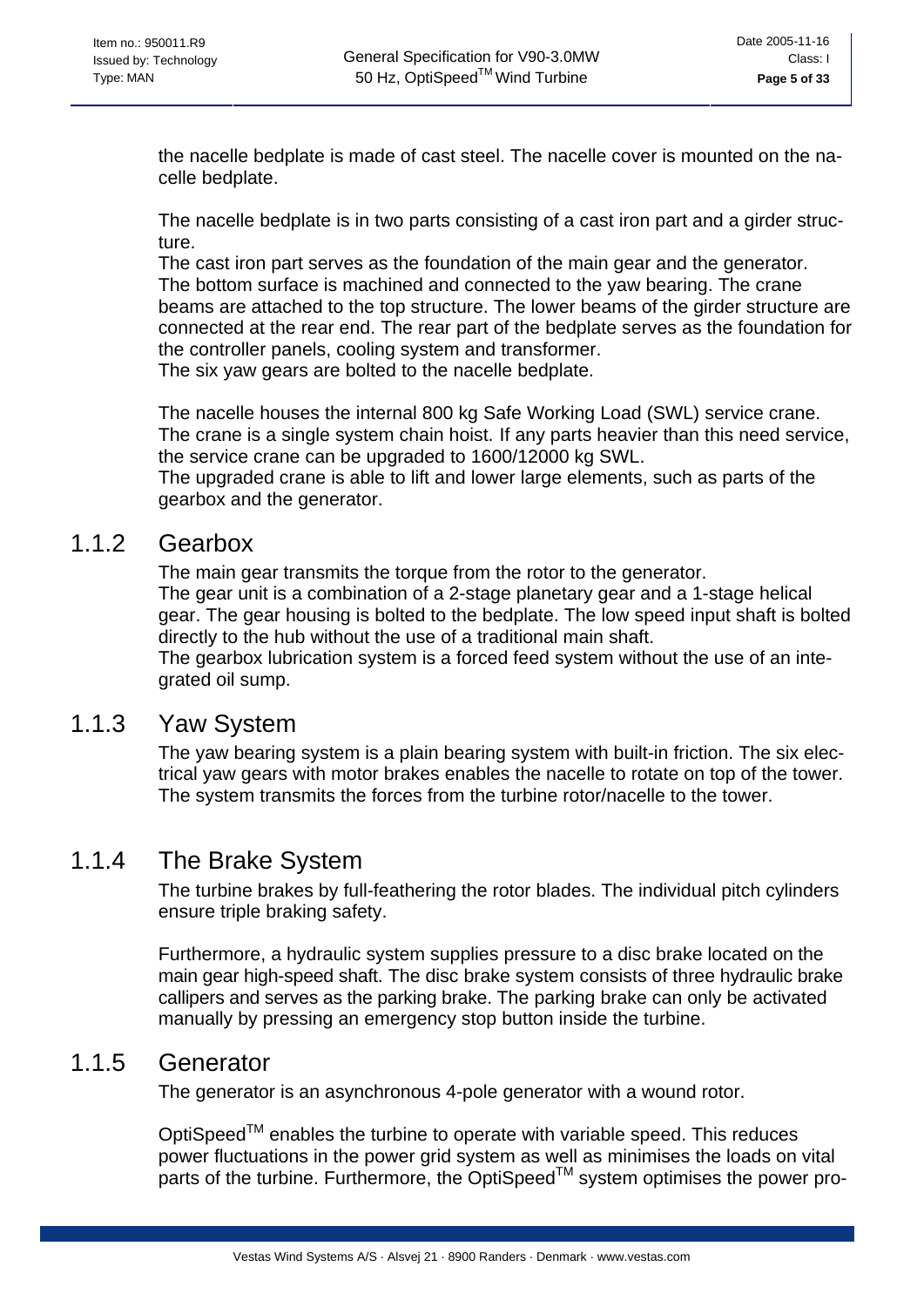the nacelle bedplate is made of cast steel. The nacelle cover is mounted on the nacelle bedplate.

The nacelle bedplate is in two parts consisting of a cast iron part and a girder structure.
The cast iron part serves as the foundation of the main gear and the generator. The bottom surface is machined and connected to the yaw bearing. The crane beams are attached to the top structure. The lower beams of the girder structure are connected at the rear end. The rear part of the bedplate serves as the foundation for the controller panels, cooling system and transformer.
The six yaw gears are bolted to the nacelle bedplate.

The nacelle houses the internal 800 kg Safe Working Load (SWL) service crane. The crane is a single system chain hoist. If any parts heavier than this need service, the service crane can be upgraded to 1600/12000 kg SWL.
The upgraded crane is able to lift and lower large elements, such as parts of the gearbox and the generator.

### 1.1.2 Gearbox

The main gear transmits the torque from the rotor to the generator.
The gear unit is a combination of a 2-stage planetary gear and a 1-stage helical gear. The gear housing is bolted to the bedplate. The low speed input shaft is bolted directly to the hub without the use of a traditional main shaft.
The gearbox lubrication system is a forced feed system without the use of an integrated oil sump.

### 1.1.3 Yaw System

The yaw bearing system is a plain bearing system with built-in friction. The six electrical yaw gears with motor brakes enables the nacelle to rotate on top of the tower. The system transmits the forces from the turbine rotor/nacelle to the tower.

### 1.1.4 The Brake System

The turbine brakes by full-feathering the rotor blades. The individual pitch cylinders ensure triple braking safety.

Furthermore, a hydraulic system supplies pressure to a disc brake located on the main gear high-speed shaft. The disc brake system consists of three hydraulic brake callipers and serves as the parking brake. The parking brake can only be activated manually by pressing an emergency stop button inside the turbine.

### 1.1.5 Generator

The generator is an asynchronous 4-pole generator with a wound rotor.

OptiSpeed™ enables the turbine to operate with variable speed. This reduces power fluctuations in the power grid system as well as minimises the loads on vital parts of the turbine. Furthermore, the OptiSpeed™ system optimises the power pro-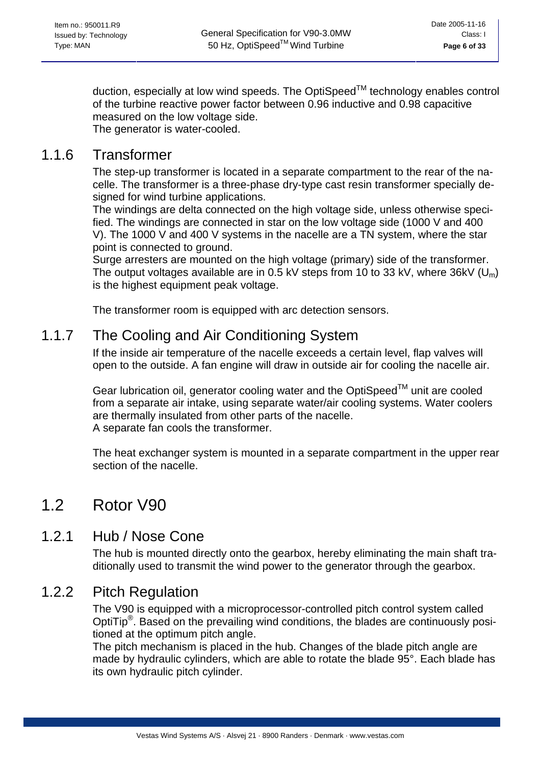duction, especially at low wind speeds. The OptiSpeed$^{TM}$ technology enables control of the turbine reactive power factor between 0.96 inductive and 0.98 capacitive measured on the low voltage side.
The generator is water-cooled.

### 1.1.6 Transformer

The step-up transformer is located in a separate compartment to the rear of the nacelle. The transformer is a three-phase dry-type cast resin transformer specially designed for wind turbine applications.
The windings are delta connected on the high voltage side, unless otherwise specified. The windings are connected in star on the low voltage side (1000 V and 400 V). The 1000 V and 400 V systems in the nacelle are a TN system, where the star point is connected to ground.
Surge arresters are mounted on the high voltage (primary) side of the transformer. The output voltages available are in 0.5 kV steps from 10 to 33 kV, where 36kV ($U_m$) is the highest equipment peak voltage.

The transformer room is equipped with arc detection sensors.

### 1.1.7 The Cooling and Air Conditioning System

If the inside air temperature of the nacelle exceeds a certain level, flap valves will open to the outside. A fan engine will draw in outside air for cooling the nacelle air.

Gear lubrication oil, generator cooling water and the OptiSpeed$^{TM}$ unit are cooled from a separate air intake, using separate water/air cooling systems. Water coolers are thermally insulated from other parts of the nacelle.
A separate fan cools the transformer.

The heat exchanger system is mounted in a separate compartment in the upper rear section of the nacelle.

## 1.2 Rotor V90

### 1.2.1 Hub / Nose Cone

The hub is mounted directly onto the gearbox, hereby eliminating the main shaft traditionally used to transmit the wind power to the generator through the gearbox.

### 1.2.2 Pitch Regulation

The V90 is equipped with a microprocessor-controlled pitch control system called OptiTip®. Based on the prevailing wind conditions, the blades are continuously positioned at the optimum pitch angle.
The pitch mechanism is placed in the hub. Changes of the blade pitch angle are made by hydraulic cylinders, which are able to rotate the blade 95°. Each blade has its own hydraulic pitch cylinder.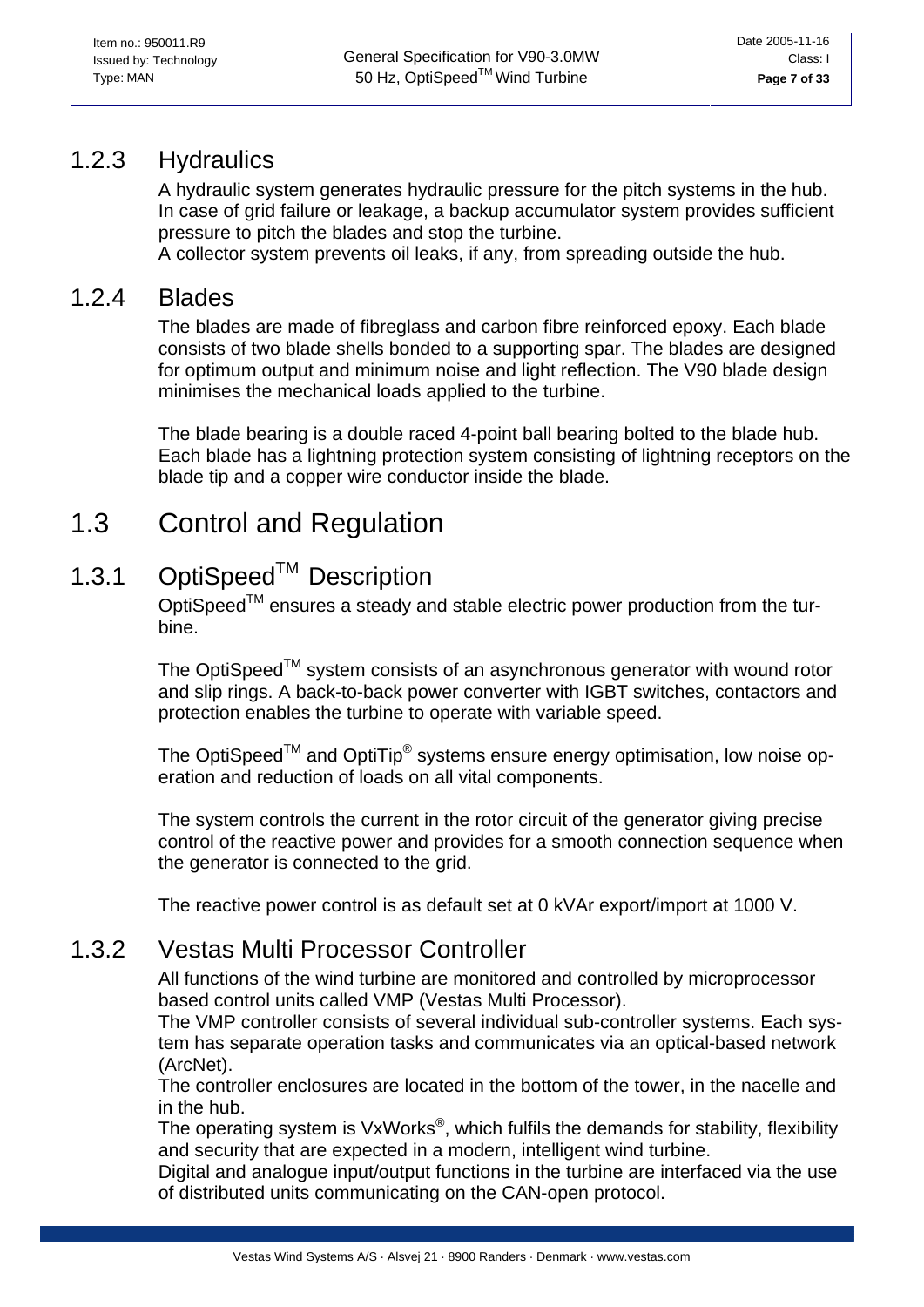### 1.2.3 Hydraulics

A hydraulic system generates hydraulic pressure for the pitch systems in the hub. In case of grid failure or leakage, a backup accumulator system provides sufficient pressure to pitch the blades and stop the turbine.
A collector system prevents oil leaks, if any, from spreading outside the hub.

### 1.2.4 Blades

The blades are made of fibreglass and carbon fibre reinforced epoxy. Each blade consists of two blade shells bonded to a supporting spar. The blades are designed for optimum output and minimum noise and light reflection. The V90 blade design minimises the mechanical loads applied to the turbine.

The blade bearing is a double raced 4-point ball bearing bolted to the blade hub. Each blade has a lightning protection system consisting of lightning receptors on the blade tip and a copper wire conductor inside the blade.

## 1.3 Control and Regulation

### 1.3.1 OptiSpeed™ Description

OptiSpeed™ ensures a steady and stable electric power production from the turbine.

The OptiSpeed™ system consists of an asynchronous generator with wound rotor and slip rings. A back-to-back power converter with IGBT switches, contactors and protection enables the turbine to operate with variable speed.

The OptiSpeed™ and OptiTip® systems ensure energy optimisation, low noise operation and reduction of loads on all vital components.

The system controls the current in the rotor circuit of the generator giving precise control of the reactive power and provides for a smooth connection sequence when the generator is connected to the grid.

The reactive power control is as default set at 0 kVAr export/import at 1000 V.

### 1.3.2 Vestas Multi Processor Controller

All functions of the wind turbine are monitored and controlled by microprocessor based control units called VMP (Vestas Multi Processor).
The VMP controller consists of several individual sub-controller systems. Each system has separate operation tasks and communicates via an optical-based network (ArcNet).
The controller enclosures are located in the bottom of the tower, in the nacelle and in the hub.
The operating system is VxWorks®, which fulfils the demands for stability, flexibility and security that are expected in a modern, intelligent wind turbine.
Digital and analogue input/output functions in the turbine are interfaced via the use of distributed units communicating on the CAN-open protocol.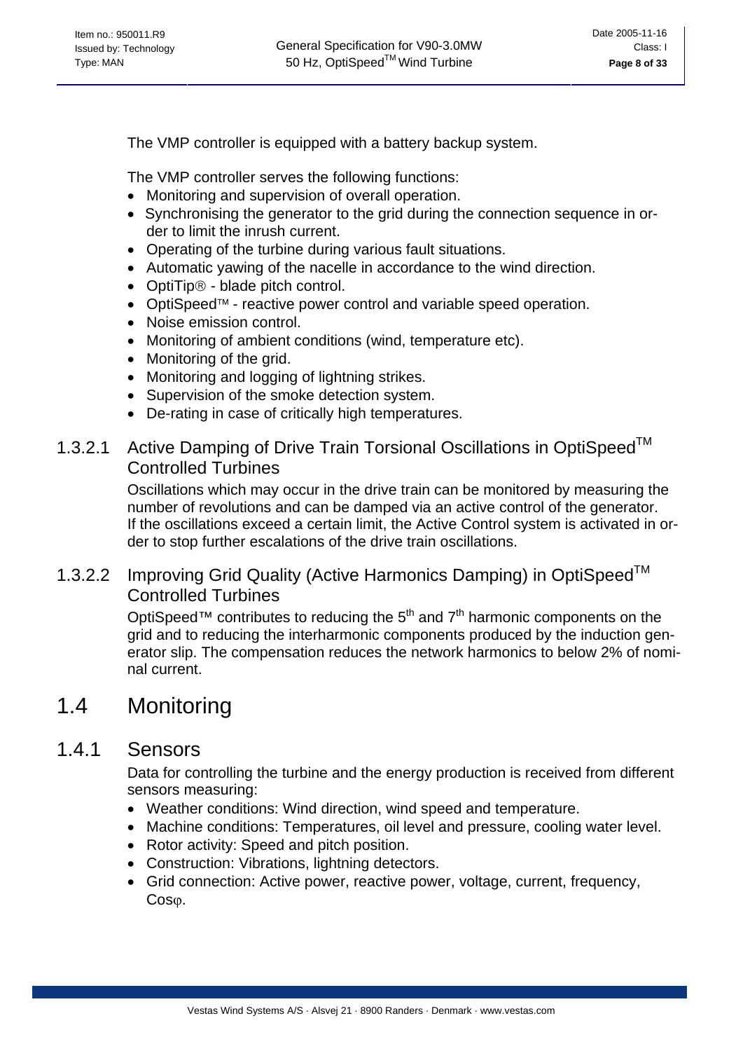The VMP controller is equipped with a battery backup system.

The VMP controller serves the following functions:

- Monitoring and supervision of overall operation.
- Synchronising the generator to the grid during the connection sequence in order to limit the inrush current.
- Operating of the turbine during various fault situations.
- Automatic yawing of the nacelle in accordance to the wind direction.
- OptiTip® - blade pitch control.
- OptiSpeed™ - reactive power control and variable speed operation.
- Noise emission control.
- Monitoring of ambient conditions (wind, temperature etc).
- Monitoring of the grid.
- Monitoring and logging of lightning strikes.
- Supervision of the smoke detection system.
- De-rating in case of critically high temperatures.

#### 1.3.2.1 Active Damping of Drive Train Torsional Oscillations in OptiSpeed™ Controlled Turbines

Oscillations which may occur in the drive train can be monitored by measuring the number of revolutions and can be damped via an active control of the generator. If the oscillations exceed a certain limit, the Active Control system is activated in order to stop further escalations of the drive train oscillations.

#### 1.3.2.2 Improving Grid Quality (Active Harmonics Damping) in OptiSpeed™ Controlled Turbines

OptiSpeed™ contributes to reducing the $5^{th}$ and $7^{th}$ harmonic components on the grid and to reducing the interharmonic components produced by the induction generator slip. The compensation reduces the network harmonics to below 2% of nominal current.

## 1.4 Monitoring

### 1.4.1 Sensors

Data for controlling the turbine and the energy production is received from different sensors measuring:

- Weather conditions: Wind direction, wind speed and temperature.
- Machine conditions: Temperatures, oil level and pressure, cooling water level.
- Rotor activity: Speed and pitch position.
- Construction: Vibrations, lightning detectors.
- Grid connection: Active power, reactive power, voltage, current, frequency, $\cos\varphi$.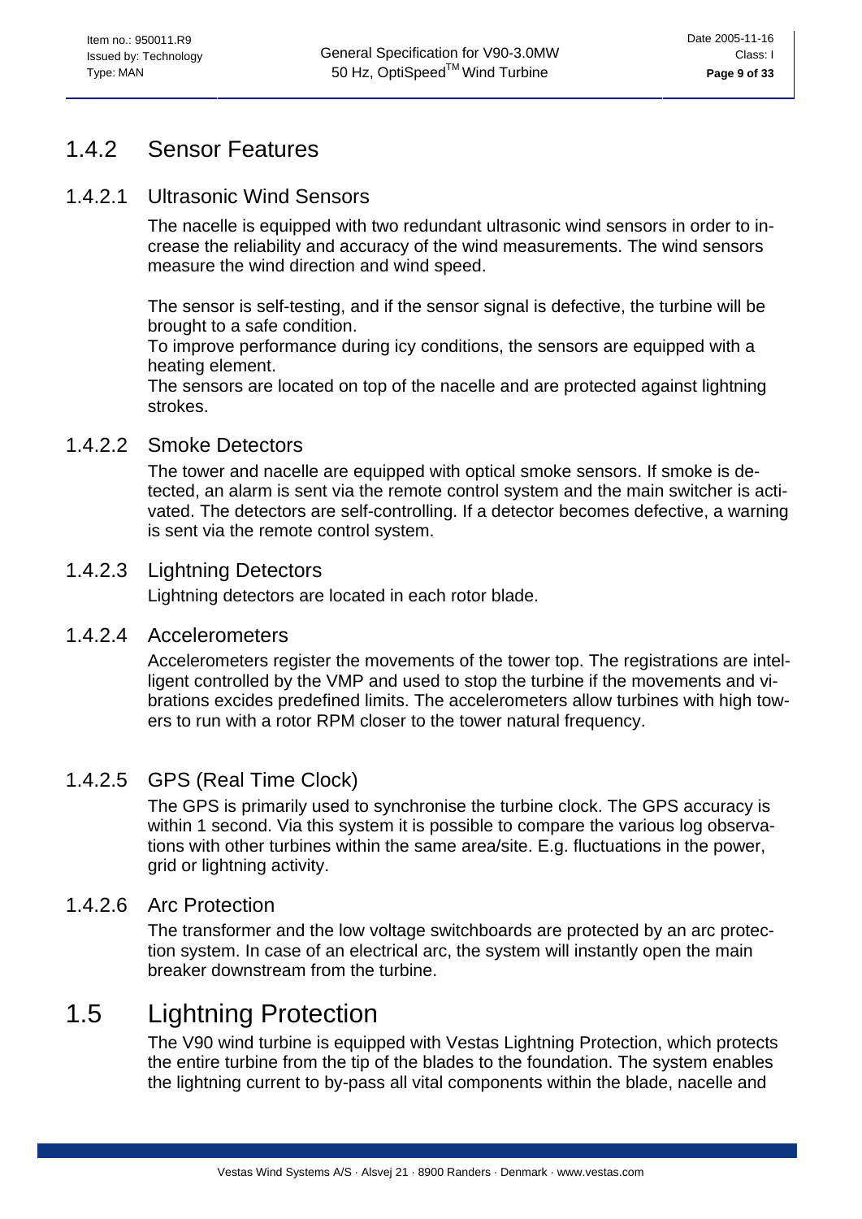### 1.4.2 Sensor Features

#### 1.4.2.1 Ultrasonic Wind Sensors

The nacelle is equipped with two redundant ultrasonic wind sensors in order to increase the reliability and accuracy of the wind measurements. The wind sensors measure the wind direction and wind speed.

The sensor is self-testing, and if the sensor signal is defective, the turbine will be brought to a safe condition.
To improve performance during icy conditions, the sensors are equipped with a heating element.
The sensors are located on top of the nacelle and are protected against lightning strokes.

#### 1.4.2.2 Smoke Detectors

The tower and nacelle are equipped with optical smoke sensors. If smoke is detected, an alarm is sent via the remote control system and the main switcher is activated. The detectors are self-controlling. If a detector becomes defective, a warning is sent via the remote control system.

#### 1.4.2.3 Lightning Detectors

Lightning detectors are located in each rotor blade.

#### 1.4.2.4 Accelerometers

Accelerometers register the movements of the tower top. The registrations are intelligent controlled by the VMP and used to stop the turbine if the movements and vibrations excides predefined limits. The accelerometers allow turbines with high towers to run with a rotor RPM closer to the tower natural frequency.

#### 1.4.2.5 GPS (Real Time Clock)

The GPS is primarily used to synchronise the turbine clock. The GPS accuracy is within 1 second. Via this system it is possible to compare the various log observations with other turbines within the same area/site. E.g. fluctuations in the power, grid or lightning activity.

#### 1.4.2.6 Arc Protection

The transformer and the low voltage switchboards are protected by an arc protection system. In case of an electrical arc, the system will instantly open the main breaker downstream from the turbine.

## 1.5 Lightning Protection

The V90 wind turbine is equipped with Vestas Lightning Protection, which protects the entire turbine from the tip of the blades to the foundation. The system enables the lightning current to by-pass all vital components within the blade, nacelle and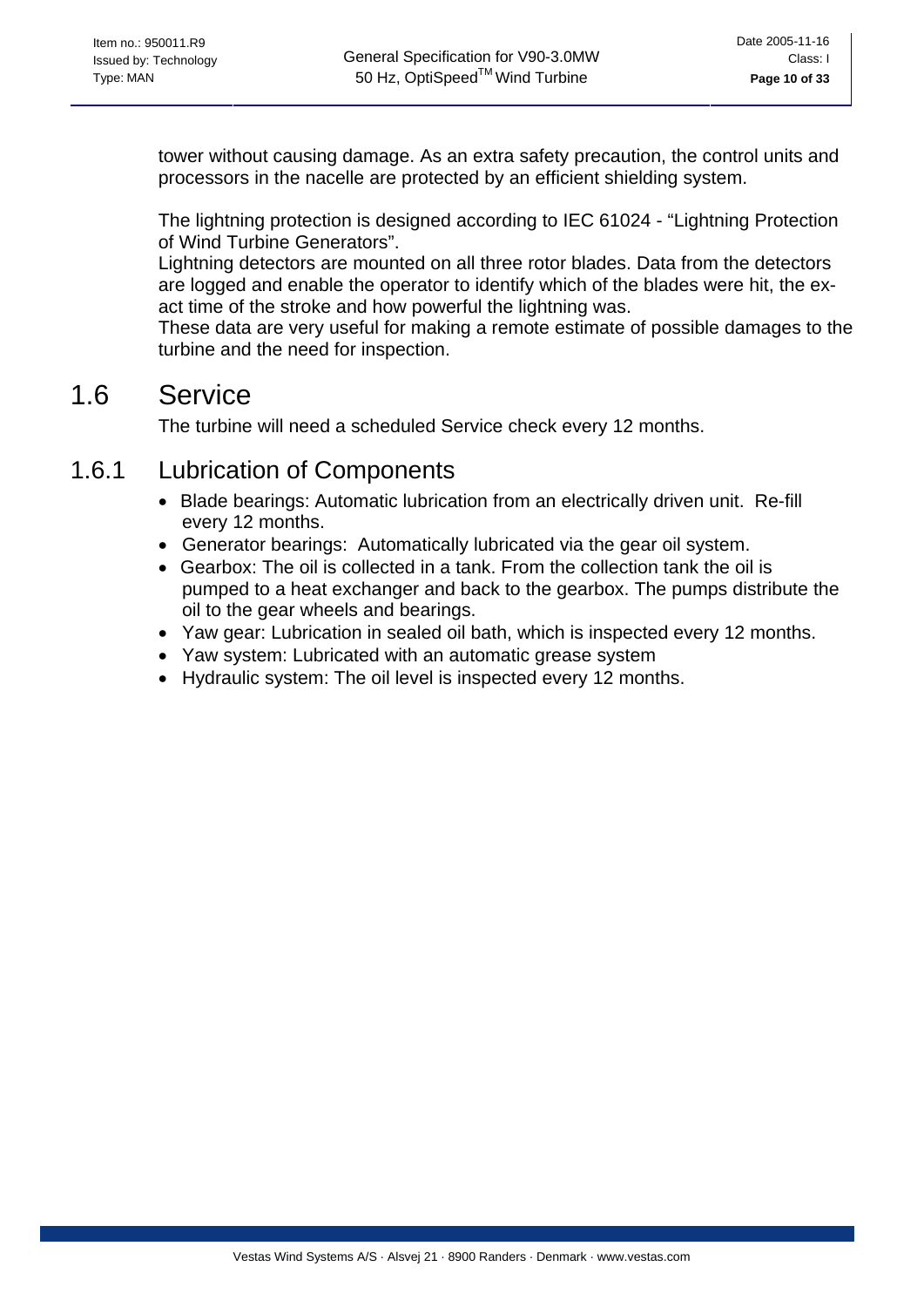tower without causing damage. As an extra safety precaution, the control units and processors in the nacelle are protected by an efficient shielding system.

The lightning protection is designed according to IEC 61024 - "Lightning Protection of Wind Turbine Generators".
Lightning detectors are mounted on all three rotor blades. Data from the detectors are logged and enable the operator to identify which of the blades were hit, the exact time of the stroke and how powerful the lightning was.
These data are very useful for making a remote estimate of possible damages to the turbine and the need for inspection.

## 1.6 Service

The turbine will need a scheduled Service check every 12 months.

### 1.6.1 Lubrication of Components

- Blade bearings: Automatic lubrication from an electrically driven unit. Re-fill every 12 months.
- Generator bearings: Automatically lubricated via the gear oil system.
- Gearbox: The oil is collected in a tank. From the collection tank the oil is pumped to a heat exchanger and back to the gearbox. The pumps distribute the oil to the gear wheels and bearings.
- Yaw gear: Lubrication in sealed oil bath, which is inspected every 12 months.
- Yaw system: Lubricated with an automatic grease system
- Hydraulic system: The oil level is inspected every 12 months.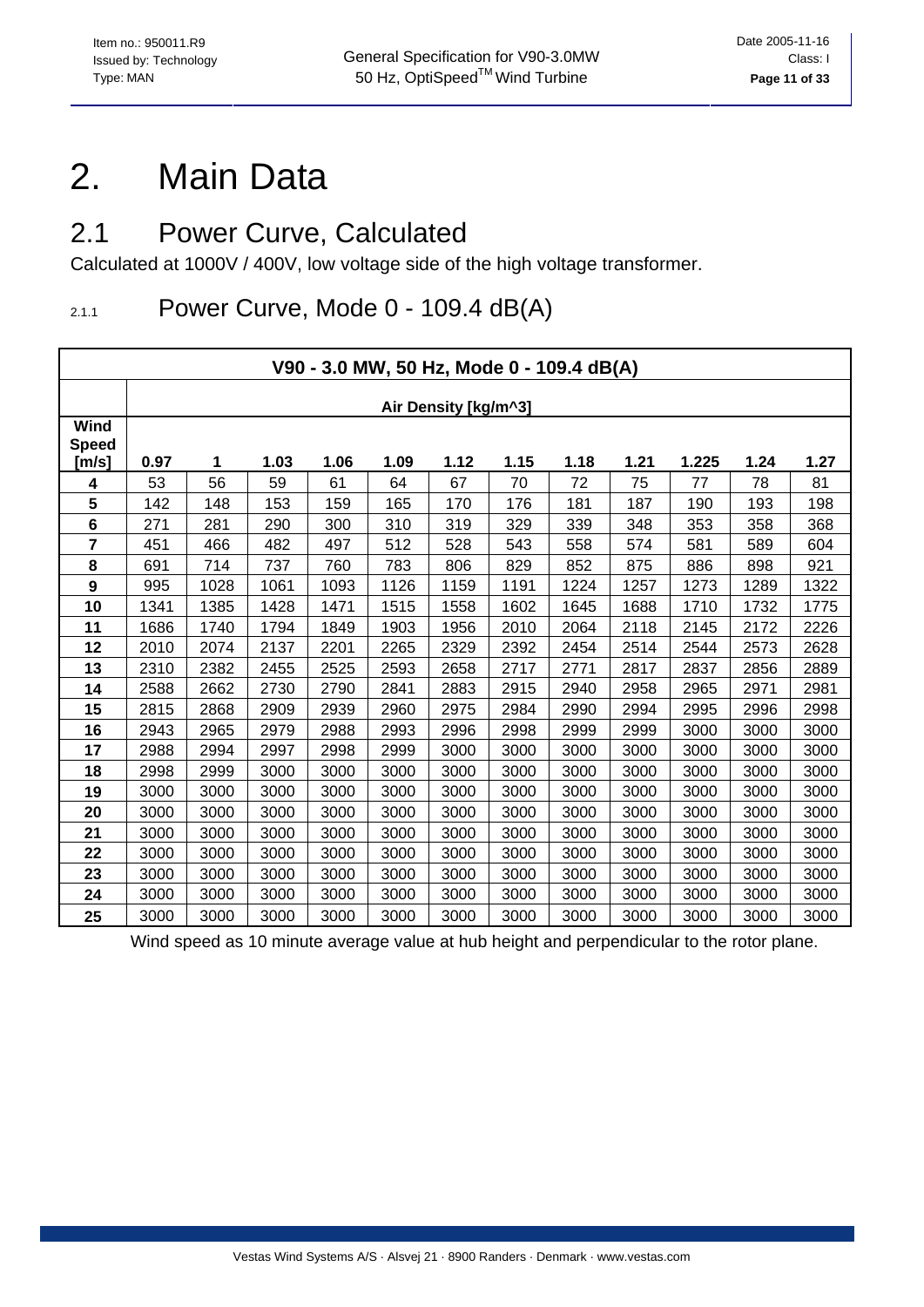# 2. Main Data

## 2.1 Power Curve, Calculated

Calculated at 1000V / 400V, low voltage side of the high voltage transformer.

### 2.1.1 Power Curve, Mode 0 - 109.4 dB(A)

| V90 - 3.0 MW, 50 Hz, Mode 0 - 109.4 dB(A) | | | | | | | | | | | | |
|---|---|---|---|---|---|---|---|---|---|---|---|---|
| | Air Density [kg/m^3] | | | | | | | | | | | |
| **Wind Speed [m/s]** | **0.97** | **1** | **1.03** | **1.06** | **1.09** | **1.12** | **1.15** | **1.18** | **1.21** | **1.225** | **1.24** | **1.27** |
| **4** | 53 | 56 | 59 | 61 | 64 | 67 | 70 | 72 | 75 | 77 | 78 | 81 |
| **5** | 142 | 148 | 153 | 159 | 165 | 170 | 176 | 181 | 187 | 190 | 193 | 198 |
| **6** | 271 | 281 | 290 | 300 | 310 | 319 | 329 | 339 | 348 | 353 | 358 | 368 |
| **7** | 451 | 466 | 482 | 497 | 512 | 528 | 543 | 558 | 574 | 581 | 589 | 604 |
| **8** | 691 | 714 | 737 | 760 | 783 | 806 | 829 | 852 | 875 | 886 | 898 | 921 |
| **9** | 995 | 1028 | 1061 | 1093 | 1126 | 1159 | 1191 | 1224 | 1257 | 1273 | 1289 | 1322 |
| **10** | 1341 | 1385 | 1428 | 1471 | 1515 | 1558 | 1602 | 1645 | 1688 | 1710 | 1732 | 1775 |
| **11** | 1686 | 1740 | 1794 | 1849 | 1903 | 1956 | 2010 | 2064 | 2118 | 2145 | 2172 | 2226 |
| **12** | 2010 | 2074 | 2137 | 2201 | 2265 | 2329 | 2392 | 2454 | 2514 | 2544 | 2573 | 2628 |
| **13** | 2310 | 2382 | 2455 | 2525 | 2593 | 2658 | 2717 | 2771 | 2817 | 2837 | 2856 | 2889 |
| **14** | 2588 | 2662 | 2730 | 2790 | 2841 | 2883 | 2915 | 2940 | 2958 | 2965 | 2971 | 2981 |
| **15** | 2815 | 2868 | 2909 | 2939 | 2960 | 2975 | 2984 | 2990 | 2994 | 2995 | 2996 | 2998 |
| **16** | 2943 | 2965 | 2979 | 2988 | 2993 | 2996 | 2998 | 2999 | 2999 | 3000 | 3000 | 3000 |
| **17** | 2988 | 2994 | 2997 | 2998 | 2999 | 3000 | 3000 | 3000 | 3000 | 3000 | 3000 | 3000 |
| **18** | 2998 | 2999 | 3000 | 3000 | 3000 | 3000 | 3000 | 3000 | 3000 | 3000 | 3000 | 3000 |
| **19** | 3000 | 3000 | 3000 | 3000 | 3000 | 3000 | 3000 | 3000 | 3000 | 3000 | 3000 | 3000 |
| **20** | 3000 | 3000 | 3000 | 3000 | 3000 | 3000 | 3000 | 3000 | 3000 | 3000 | 3000 | 3000 |
| **21** | 3000 | 3000 | 3000 | 3000 | 3000 | 3000 | 3000 | 3000 | 3000 | 3000 | 3000 | 3000 |
| **22** | 3000 | 3000 | 3000 | 3000 | 3000 | 3000 | 3000 | 3000 | 3000 | 3000 | 3000 | 3000 |
| **23** | 3000 | 3000 | 3000 | 3000 | 3000 | 3000 | 3000 | 3000 | 3000 | 3000 | 3000 | 3000 |
| **24** | 3000 | 3000 | 3000 | 3000 | 3000 | 3000 | 3000 | 3000 | 3000 | 3000 | 3000 | 3000 |
| **25** | 3000 | 3000 | 3000 | 3000 | 3000 | 3000 | 3000 | 3000 | 3000 | 3000 | 3000 | 3000 |

Wind speed as 10 minute average value at hub height and perpendicular to the rotor plane.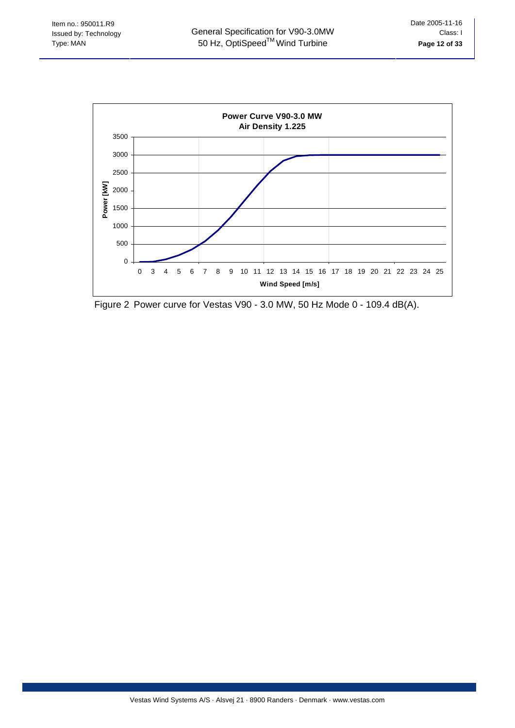Power Curve V90-3.0 MW
Air Density 1.225

Figure 2 Power curve for Vestas V90 - 3.0 MW, 50 Hz Mode 0 - 109.4 dB(A).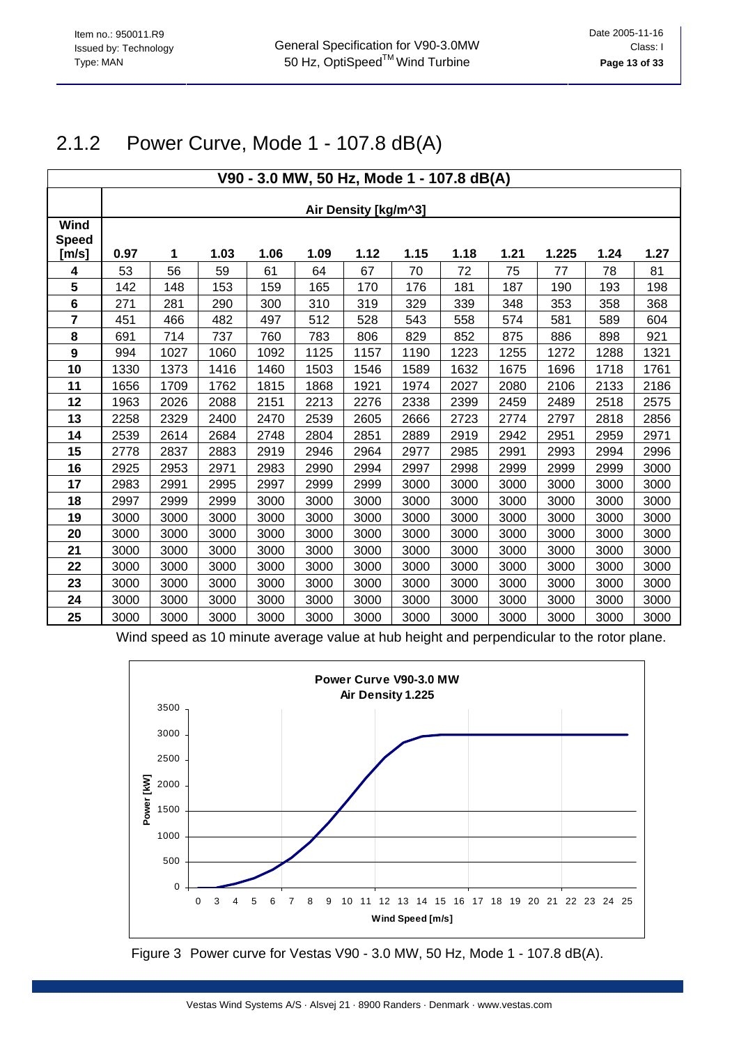## 2.1.2 Power Curve, Mode 1 - 107.8 dB(A)

| V90 - 3.0 MW, 50 Hz, Mode 1 - 107.8 dB(A) | | | | | | | | | | | | |
|---|---|---|---|---|---|---|---|---|---|---|---|---|
| | Air Density [kg/m^3] | | | | | | | | | | | |
| **Wind Speed [m/s]** | **0.97** | **1** | **1.03** | **1.06** | **1.09** | **1.12** | **1.15** | **1.18** | **1.21** | **1.225** | **1.24** | **1.27** |
| **4** | 53 | 56 | 59 | 61 | 64 | 67 | 70 | 72 | 75 | 77 | 78 | 81 |
| **5** | 142 | 148 | 153 | 159 | 165 | 170 | 176 | 181 | 187 | 190 | 193 | 198 |
| **6** | 271 | 281 | 290 | 300 | 310 | 319 | 329 | 339 | 348 | 353 | 358 | 368 |
| **7** | 451 | 466 | 482 | 497 | 512 | 528 | 543 | 558 | 574 | 581 | 589 | 604 |
| **8** | 691 | 714 | 737 | 760 | 783 | 806 | 829 | 852 | 875 | 886 | 898 | 921 |
| **9** | 994 | 1027 | 1060 | 1092 | 1125 | 1157 | 1190 | 1223 | 1255 | 1272 | 1288 | 1321 |
| **10** | 1330 | 1373 | 1416 | 1460 | 1503 | 1546 | 1589 | 1632 | 1675 | 1696 | 1718 | 1761 |
| **11** | 1656 | 1709 | 1762 | 1815 | 1868 | 1921 | 1974 | 2027 | 2080 | 2106 | 2133 | 2186 |
| **12** | 1963 | 2026 | 2088 | 2151 | 2213 | 2276 | 2338 | 2399 | 2459 | 2489 | 2518 | 2575 |
| **13** | 2258 | 2329 | 2400 | 2470 | 2539 | 2605 | 2666 | 2723 | 2774 | 2797 | 2818 | 2856 |
| **14** | 2539 | 2614 | 2684 | 2748 | 2804 | 2851 | 2889 | 2919 | 2942 | 2951 | 2959 | 2971 |
| **15** | 2778 | 2837 | 2883 | 2919 | 2946 | 2964 | 2977 | 2985 | 2991 | 2993 | 2994 | 2996 |
| **16** | 2925 | 2953 | 2971 | 2983 | 2990 | 2994 | 2997 | 2998 | 2999 | 2999 | 2999 | 3000 |
| **17** | 2983 | 2991 | 2995 | 2997 | 2999 | 2999 | 3000 | 3000 | 3000 | 3000 | 3000 | 3000 |
| **18** | 2997 | 2999 | 2999 | 3000 | 3000 | 3000 | 3000 | 3000 | 3000 | 3000 | 3000 | 3000 |
| **19** | 3000 | 3000 | 3000 | 3000 | 3000 | 3000 | 3000 | 3000 | 3000 | 3000 | 3000 | 3000 |
| **20** | 3000 | 3000 | 3000 | 3000 | 3000 | 3000 | 3000 | 3000 | 3000 | 3000 | 3000 | 3000 |
| **21** | 3000 | 3000 | 3000 | 3000 | 3000 | 3000 | 3000 | 3000 | 3000 | 3000 | 3000 | 3000 |
| **22** | 3000 | 3000 | 3000 | 3000 | 3000 | 3000 | 3000 | 3000 | 3000 | 3000 | 3000 | 3000 |
| **23** | 3000 | 3000 | 3000 | 3000 | 3000 | 3000 | 3000 | 3000 | 3000 | 3000 | 3000 | 3000 |
| **24** | 3000 | 3000 | 3000 | 3000 | 3000 | 3000 | 3000 | 3000 | 3000 | 3000 | 3000 | 3000 |
| **25** | 3000 | 3000 | 3000 | 3000 | 3000 | 3000 | 3000 | 3000 | 3000 | 3000 | 3000 | 3000 |

Wind speed as 10 minute average value at hub height and perpendicular to the rotor plane.

**Power Curve V90-3.0 MW**
**Air Density 1.225**

Figure 3 Power curve for Vestas V90 - 3.0 MW, 50 Hz, Mode 1 - 107.8 dB(A).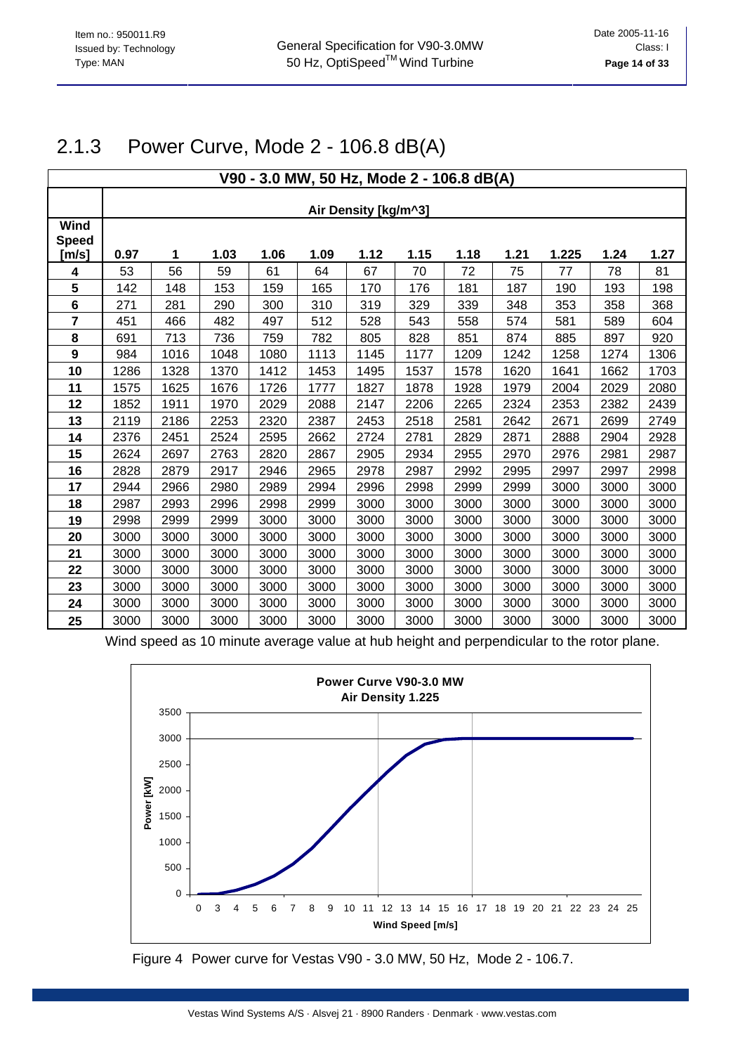## 2.1.3 Power Curve, Mode 2 - 106.8 dB(A)

| V90 - 3.0 MW, 50 Hz, Mode 2 - 106.8 dB(A) | | | | | | | | | | | | |
|---|---|---|---|---|---|---|---|---|---|---|---|---|
| | Air Density [kg/m^3] | | | | | | | | | | | |
| **Wind Speed [m/s]** | **0.97** | **1** | **1.03** | **1.06** | **1.09** | **1.12** | **1.15** | **1.18** | **1.21** | **1.225** | **1.24** | **1.27** |
| **4** | 53 | 56 | 59 | 61 | 64 | 67 | 70 | 72 | 75 | 77 | 78 | 81 |
| **5** | 142 | 148 | 153 | 159 | 165 | 170 | 176 | 181 | 187 | 190 | 193 | 198 |
| **6** | 271 | 281 | 290 | 300 | 310 | 319 | 329 | 339 | 348 | 353 | 358 | 368 |
| **7** | 451 | 466 | 482 | 497 | 512 | 528 | 543 | 558 | 574 | 581 | 589 | 604 |
| **8** | 691 | 713 | 736 | 759 | 782 | 805 | 828 | 851 | 874 | 885 | 897 | 920 |
| **9** | 984 | 1016 | 1048 | 1080 | 1113 | 1145 | 1177 | 1209 | 1242 | 1258 | 1274 | 1306 |
| **10** | 1286 | 1328 | 1370 | 1412 | 1453 | 1495 | 1537 | 1578 | 1620 | 1641 | 1662 | 1703 |
| **11** | 1575 | 1625 | 1676 | 1726 | 1777 | 1827 | 1878 | 1928 | 1979 | 2004 | 2029 | 2080 |
| **12** | 1852 | 1911 | 1970 | 2029 | 2088 | 2147 | 2206 | 2265 | 2324 | 2353 | 2382 | 2439 |
| **13** | 2119 | 2186 | 2253 | 2320 | 2387 | 2453 | 2518 | 2581 | 2642 | 2671 | 2699 | 2749 |
| **14** | 2376 | 2451 | 2524 | 2595 | 2662 | 2724 | 2781 | 2829 | 2871 | 2888 | 2904 | 2928 |
| **15** | 2624 | 2697 | 2763 | 2820 | 2867 | 2905 | 2934 | 2955 | 2970 | 2976 | 2981 | 2987 |
| **16** | 2828 | 2879 | 2917 | 2946 | 2965 | 2978 | 2987 | 2992 | 2995 | 2997 | 2997 | 2998 |
| **17** | 2944 | 2966 | 2980 | 2989 | 2994 | 2996 | 2998 | 2999 | 2999 | 3000 | 3000 | 3000 |
| **18** | 2987 | 2993 | 2996 | 2998 | 2999 | 3000 | 3000 | 3000 | 3000 | 3000 | 3000 | 3000 |
| **19** | 2998 | 2999 | 2999 | 3000 | 3000 | 3000 | 3000 | 3000 | 3000 | 3000 | 3000 | 3000 |
| **20** | 3000 | 3000 | 3000 | 3000 | 3000 | 3000 | 3000 | 3000 | 3000 | 3000 | 3000 | 3000 |
| **21** | 3000 | 3000 | 3000 | 3000 | 3000 | 3000 | 3000 | 3000 | 3000 | 3000 | 3000 | 3000 |
| **22** | 3000 | 3000 | 3000 | 3000 | 3000 | 3000 | 3000 | 3000 | 3000 | 3000 | 3000 | 3000 |
| **23** | 3000 | 3000 | 3000 | 3000 | 3000 | 3000 | 3000 | 3000 | 3000 | 3000 | 3000 | 3000 |
| **24** | 3000 | 3000 | 3000 | 3000 | 3000 | 3000 | 3000 | 3000 | 3000 | 3000 | 3000 | 3000 |
| **25** | 3000 | 3000 | 3000 | 3000 | 3000 | 3000 | 3000 | 3000 | 3000 | 3000 | 3000 | 3000 |

Wind speed as 10 minute average value at hub height and perpendicular to the rotor plane.

Figure 4 Power curve for Vestas V90 - 3.0 MW, 50 Hz, Mode 2 - 106.7.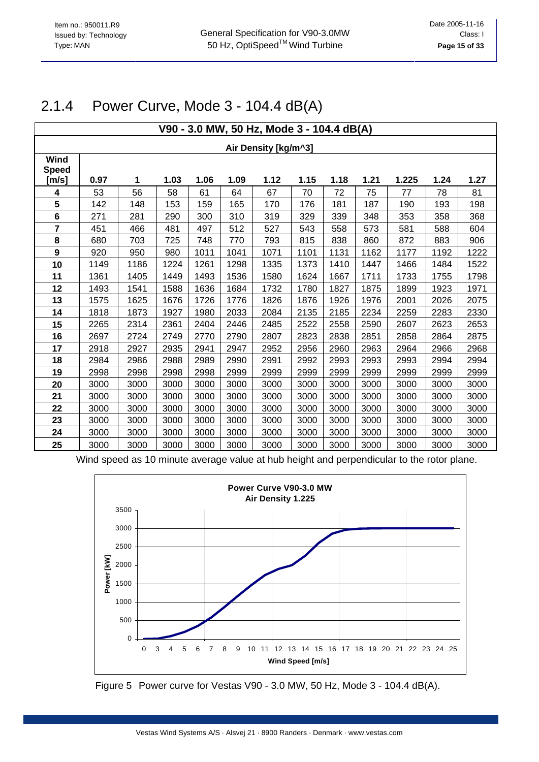## 2.1.4 Power Curve, Mode 3 - 104.4 dB(A)

| V90 - 3.0 MW, 50 Hz, Mode 3 - 104.4 dB(A) | | | | | | | | | | | | |
|---|---|---|---|---|---|---|---|---|---|---|---|---|
| | Air Density [kg/m^3] | | | | | | | | | | | |
| **Wind Speed [m/s]** | **0.97** | **1** | **1.03** | **1.06** | **1.09** | **1.12** | **1.15** | **1.18** | **1.21** | **1.225** | **1.24** | **1.27** |
| **4** | 53 | 56 | 58 | 61 | 64 | 67 | 70 | 72 | 75 | 77 | 78 | 81 |
| **5** | 142 | 148 | 153 | 159 | 165 | 170 | 176 | 181 | 187 | 190 | 193 | 198 |
| **6** | 271 | 281 | 290 | 300 | 310 | 319 | 329 | 339 | 348 | 353 | 358 | 368 |
| **7** | 451 | 466 | 481 | 497 | 512 | 527 | 543 | 558 | 573 | 581 | 588 | 604 |
| **8** | 680 | 703 | 725 | 748 | 770 | 793 | 815 | 838 | 860 | 872 | 883 | 906 |
| **9** | 920 | 950 | 980 | 1011 | 1041 | 1071 | 1101 | 1131 | 1162 | 1177 | 1192 | 1222 |
| **10** | 1149 | 1186 | 1224 | 1261 | 1298 | 1335 | 1373 | 1410 | 1447 | 1466 | 1484 | 1522 |
| **11** | 1361 | 1405 | 1449 | 1493 | 1536 | 1580 | 1624 | 1667 | 1711 | 1733 | 1755 | 1798 |
| **12** | 1493 | 1541 | 1588 | 1636 | 1684 | 1732 | 1780 | 1827 | 1875 | 1899 | 1923 | 1971 |
| **13** | 1575 | 1625 | 1676 | 1726 | 1776 | 1826 | 1876 | 1926 | 1976 | 2001 | 2026 | 2075 |
| **14** | 1818 | 1873 | 1927 | 1980 | 2033 | 2084 | 2135 | 2185 | 2234 | 2259 | 2283 | 2330 |
| **15** | 2265 | 2314 | 2361 | 2404 | 2446 | 2485 | 2522 | 2558 | 2590 | 2607 | 2623 | 2653 |
| **16** | 2697 | 2724 | 2749 | 2770 | 2790 | 2807 | 2823 | 2838 | 2851 | 2858 | 2864 | 2875 |
| **17** | 2918 | 2927 | 2935 | 2941 | 2947 | 2952 | 2956 | 2960 | 2963 | 2964 | 2966 | 2968 |
| **18** | 2984 | 2986 | 2988 | 2989 | 2990 | 2991 | 2992 | 2993 | 2993 | 2993 | 2994 | 2994 |
| **19** | 2998 | 2998 | 2998 | 2998 | 2999 | 2999 | 2999 | 2999 | 2999 | 2999 | 2999 | 2999 |
| **20** | 3000 | 3000 | 3000 | 3000 | 3000 | 3000 | 3000 | 3000 | 3000 | 3000 | 3000 | 3000 |
| **21** | 3000 | 3000 | 3000 | 3000 | 3000 | 3000 | 3000 | 3000 | 3000 | 3000 | 3000 | 3000 |
| **22** | 3000 | 3000 | 3000 | 3000 | 3000 | 3000 | 3000 | 3000 | 3000 | 3000 | 3000 | 3000 |
| **23** | 3000 | 3000 | 3000 | 3000 | 3000 | 3000 | 3000 | 3000 | 3000 | 3000 | 3000 | 3000 |
| **24** | 3000 | 3000 | 3000 | 3000 | 3000 | 3000 | 3000 | 3000 | 3000 | 3000 | 3000 | 3000 |
| **25** | 3000 | 3000 | 3000 | 3000 | 3000 | 3000 | 3000 | 3000 | 3000 | 3000 | 3000 | 3000 |

Wind speed as 10 minute average value at hub height and perpendicular to the rotor plane.

Figure 5 Power curve for Vestas V90 - 3.0 MW, 50 Hz, Mode 3 - 104.4 dB(A).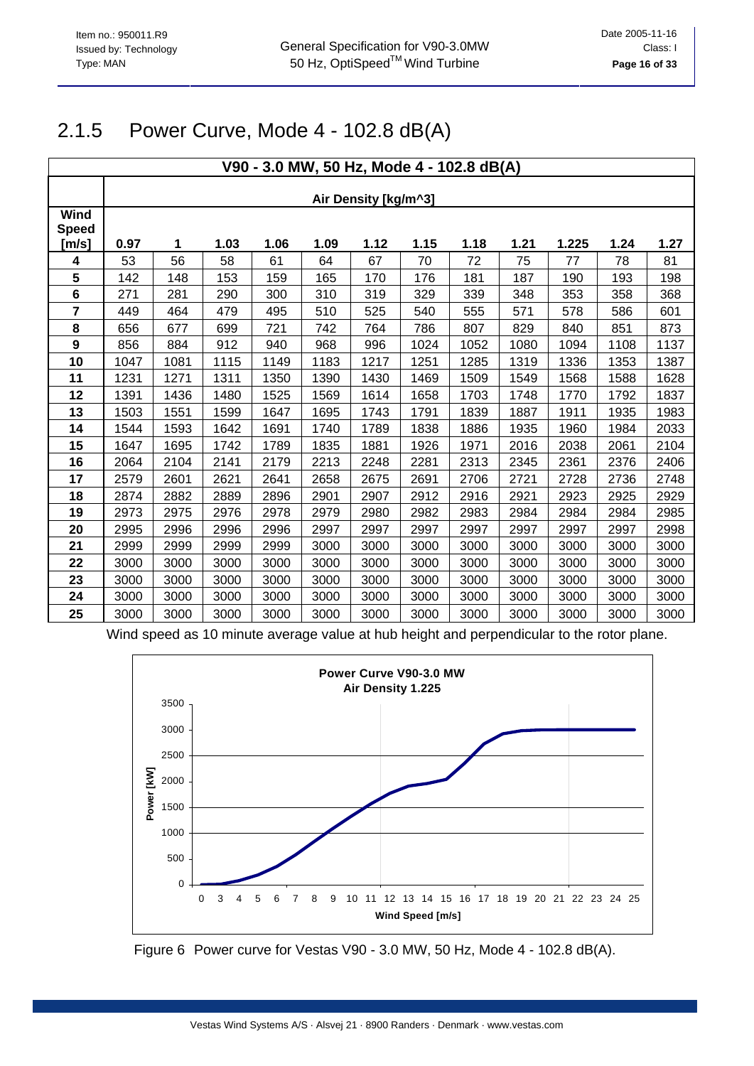## 2.1.5 Power Curve, Mode 4 - 102.8 dB(A)

| V90 - 3.0 MW, 50 Hz, Mode 4 - 102.8 dB(A) | | | | | | | | | | | | |
|---|---|---|---|---|---|---|---|---|---|---|---|---|
| | Air Density [kg/m^3] | | | | | | | | | | | |
| **Wind Speed [m/s]** | **0.97** | **1** | **1.03** | **1.06** | **1.09** | **1.12** | **1.15** | **1.18** | **1.21** | **1.225** | **1.24** | **1.27** |
| **4** | 53 | 56 | 58 | 61 | 64 | 67 | 70 | 72 | 75 | 77 | 78 | 81 |
| **5** | 142 | 148 | 153 | 159 | 165 | 170 | 176 | 181 | 187 | 190 | 193 | 198 |
| **6** | 271 | 281 | 290 | 300 | 310 | 319 | 329 | 339 | 348 | 353 | 358 | 368 |
| **7** | 449 | 464 | 479 | 495 | 510 | 525 | 540 | 555 | 571 | 578 | 586 | 601 |
| **8** | 656 | 677 | 699 | 721 | 742 | 764 | 786 | 807 | 829 | 840 | 851 | 873 |
| **9** | 856 | 884 | 912 | 940 | 968 | 996 | 1024 | 1052 | 1080 | 1094 | 1108 | 1137 |
| **10** | 1047 | 1081 | 1115 | 1149 | 1183 | 1217 | 1251 | 1285 | 1319 | 1336 | 1353 | 1387 |
| **11** | 1231 | 1271 | 1311 | 1350 | 1390 | 1430 | 1469 | 1509 | 1549 | 1568 | 1588 | 1628 |
| **12** | 1391 | 1436 | 1480 | 1525 | 1569 | 1614 | 1658 | 1703 | 1748 | 1770 | 1792 | 1837 |
| **13** | 1503 | 1551 | 1599 | 1647 | 1695 | 1743 | 1791 | 1839 | 1887 | 1911 | 1935 | 1983 |
| **14** | 1544 | 1593 | 1642 | 1691 | 1740 | 1789 | 1838 | 1886 | 1935 | 1960 | 1984 | 2033 |
| **15** | 1647 | 1695 | 1742 | 1789 | 1835 | 1881 | 1926 | 1971 | 2016 | 2038 | 2061 | 2104 |
| **16** | 2064 | 2104 | 2141 | 2179 | 2213 | 2248 | 2281 | 2313 | 2345 | 2361 | 2376 | 2406 |
| **17** | 2579 | 2601 | 2621 | 2641 | 2658 | 2675 | 2691 | 2706 | 2721 | 2728 | 2736 | 2748 |
| **18** | 2874 | 2882 | 2889 | 2896 | 2901 | 2907 | 2912 | 2916 | 2921 | 2923 | 2925 | 2929 |
| **19** | 2973 | 2975 | 2976 | 2978 | 2979 | 2980 | 2982 | 2983 | 2984 | 2984 | 2984 | 2985 |
| **20** | 2995 | 2996 | 2996 | 2996 | 2997 | 2997 | 2997 | 2997 | 2997 | 2997 | 2997 | 2998 |
| **21** | 2999 | 2999 | 2999 | 2999 | 3000 | 3000 | 3000 | 3000 | 3000 | 3000 | 3000 | 3000 |
| **22** | 3000 | 3000 | 3000 | 3000 | 3000 | 3000 | 3000 | 3000 | 3000 | 3000 | 3000 | 3000 |
| **23** | 3000 | 3000 | 3000 | 3000 | 3000 | 3000 | 3000 | 3000 | 3000 | 3000 | 3000 | 3000 |
| **24** | 3000 | 3000 | 3000 | 3000 | 3000 | 3000 | 3000 | 3000 | 3000 | 3000 | 3000 | 3000 |
| **25** | 3000 | 3000 | 3000 | 3000 | 3000 | 3000 | 3000 | 3000 | 3000 | 3000 | 3000 | 3000 |

Wind speed as 10 minute average value at hub height and perpendicular to the rotor plane.

Figure 6 Power curve for Vestas V90 - 3.0 MW, 50 Hz, Mode 4 - 102.8 dB(A).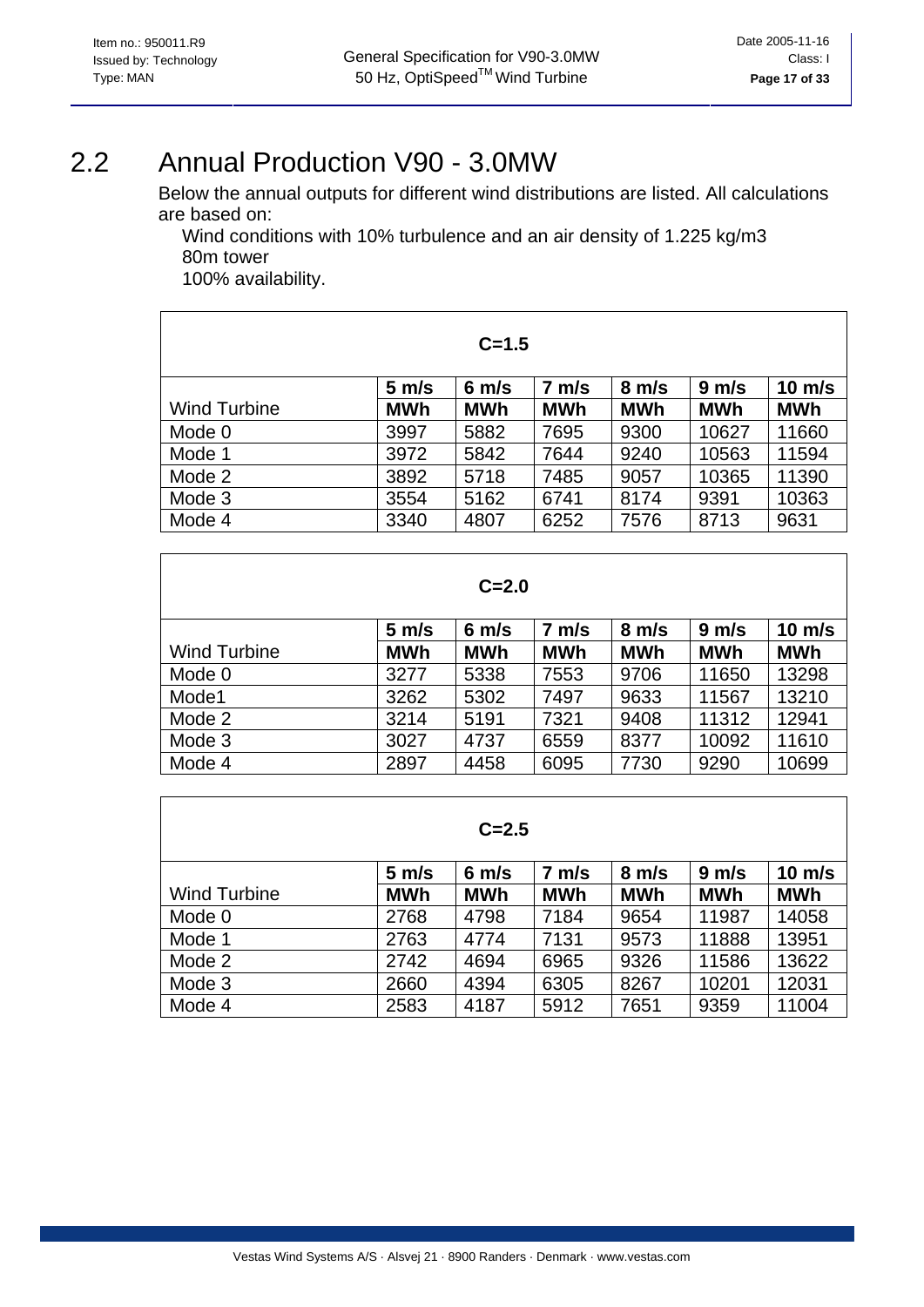## 2.2 Annual Production V90 - 3.0MW

Below the annual outputs for different wind distributions are listed. All calculations are based on:

Wind conditions with 10% turbulence and an air density of 1.225 kg/m3
80m tower
100% availability.

| C=1.5 | | | | | | |
|---|---|---|---|---|---|---|
| | **5 m/s** | **6 m/s** | **7 m/s** | **8 m/s** | **9 m/s** | **10 m/s** |
| Wind Turbine | **MWh** | **MWh** | **MWh** | **MWh** | **MWh** | **MWh** |
| Mode 0 | 3997 | 5882 | 7695 | 9300 | 10627 | 11660 |
| Mode 1 | 3972 | 5842 | 7644 | 9240 | 10563 | 11594 |
| Mode 2 | 3892 | 5718 | 7485 | 9057 | 10365 | 11390 |
| Mode 3 | 3554 | 5162 | 6741 | 8174 | 9391 | 10363 |
| Mode 4 | 3340 | 4807 | 6252 | 7576 | 8713 | 9631 |

| C=2.0 | | | | | | |
|---|---|---|---|---|---|---|
| | **5 m/s** | **6 m/s** | **7 m/s** | **8 m/s** | **9 m/s** | **10 m/s** |
| Wind Turbine | **MWh** | **MWh** | **MWh** | **MWh** | **MWh** | **MWh** |
| Mode 0 | 3277 | 5338 | 7553 | 9706 | 11650 | 13298 |
| Mode1 | 3262 | 5302 | 7497 | 9633 | 11567 | 13210 |
| Mode 2 | 3214 | 5191 | 7321 | 9408 | 11312 | 12941 |
| Mode 3 | 3027 | 4737 | 6559 | 8377 | 10092 | 11610 |
| Mode 4 | 2897 | 4458 | 6095 | 7730 | 9290 | 10699 |

| C=2.5 | | | | | | |
|---|---|---|---|---|---|---|
| | **5 m/s** | **6 m/s** | **7 m/s** | **8 m/s** | **9 m/s** | **10 m/s** |
| Wind Turbine | **MWh** | **MWh** | **MWh** | **MWh** | **MWh** | **MWh** |
| Mode 0 | 2768 | 4798 | 7184 | 9654 | 11987 | 14058 |
| Mode 1 | 2763 | 4774 | 7131 | 9573 | 11888 | 13951 |
| Mode 2 | 2742 | 4694 | 6965 | 9326 | 11586 | 13622 |
| Mode 3 | 2660 | 4394 | 6305 | 8267 | 10201 | 12031 |
| Mode 4 | 2583 | 4187 | 5912 | 7651 | 9359 | 11004 |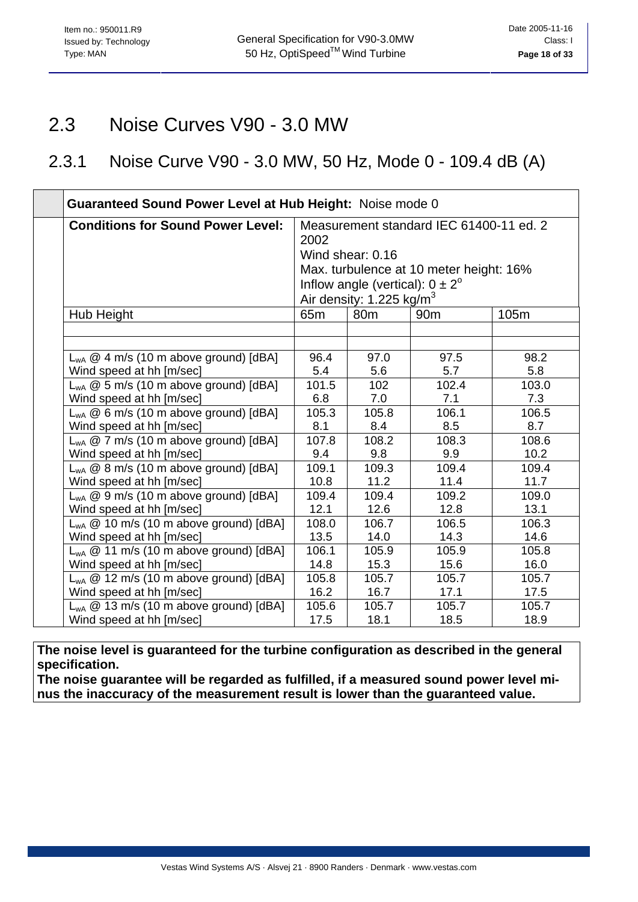## 2.3 Noise Curves V90 - 3.0 MW

### 2.3.1 Noise Curve V90 - 3.0 MW, 50 Hz, Mode 0 - 109.4 dB (A)

| **Guaranteed Sound Power Level at Hub Height:** Noise mode 0 | | | | |
|---|---|---|---|---|
| **Conditions for Sound Power Level:** | Measurement standard IEC 61400-11 ed. 2 2002<br>Wind shear: 0.16<br>Max. turbulence at 10 meter height: 16%<br>Inflow angle (vertical): $0 \pm 2^o$<br>Air density: 1.225 kg/m$^3$ | | | |
| Hub Height | 65m | 80m | 90m | 105m |
| | | | | |
| | | | | |
| $L_{wA}$ @ 4 m/s (10 m above ground) [dBA]<br>Wind speed at hh [m/sec] | 96.4<br>5.4 | 97.0<br>5.6 | 97.5<br>5.7 | 98.2<br>5.8 |
| $L_{wA}$ @ 5 m/s (10 m above ground) [dBA]<br>Wind speed at hh [m/sec] | 101.5<br>6.8 | 102<br>7.0 | 102.4<br>7.1 | 103.0<br>7.3 |
| $L_{wA}$ @ 6 m/s (10 m above ground) [dBA]<br>Wind speed at hh [m/sec] | 105.3<br>8.1 | 105.8<br>8.4 | 106.1<br>8.5 | 106.5<br>8.7 |
| $L_{wA}$ @ 7 m/s (10 m above ground) [dBA]<br>Wind speed at hh [m/sec] | 107.8<br>9.4 | 108.2<br>9.8 | 108.3<br>9.9 | 108.6<br>10.2 |
| $L_{wA}$ @ 8 m/s (10 m above ground) [dBA]<br>Wind speed at hh [m/sec] | 109.1<br>10.8 | 109.3<br>11.2 | 109.4<br>11.4 | 109.4<br>11.7 |
| $L_{wA}$ @ 9 m/s (10 m above ground) [dBA]<br>Wind speed at hh [m/sec] | 109.4<br>12.1 | 109.4<br>12.6 | 109.2<br>12.8 | 109.0<br>13.1 |
| $L_{wA}$ @ 10 m/s (10 m above ground) [dBA]<br>Wind speed at hh [m/sec] | 108.0<br>13.5 | 106.7<br>14.0 | 106.5<br>14.3 | 106.3<br>14.6 |
| $L_{wA}$ @ 11 m/s (10 m above ground) [dBA]<br>Wind speed at hh [m/sec] | 106.1<br>14.8 | 105.9<br>15.3 | 105.9<br>15.6 | 105.8<br>16.0 |
| $L_{wA}$ @ 12 m/s (10 m above ground) [dBA]<br>Wind speed at hh [m/sec] | 105.8<br>16.2 | 105.7<br>16.7 | 105.7<br>17.1 | 105.7<br>17.5 |
| $L_{wA}$ @ 13 m/s (10 m above ground) [dBA]<br>Wind speed at hh [m/sec] | 105.6<br>17.5 | 105.7<br>18.1 | 105.7<br>18.5 | 105.7<br>18.9 |

**The noise level is guaranteed for the turbine configuration as described in the general specification.**
**The noise guarantee will be regarded as fulfilled, if a measured sound power level minus the inaccuracy of the measurement result is lower than the guaranteed value.**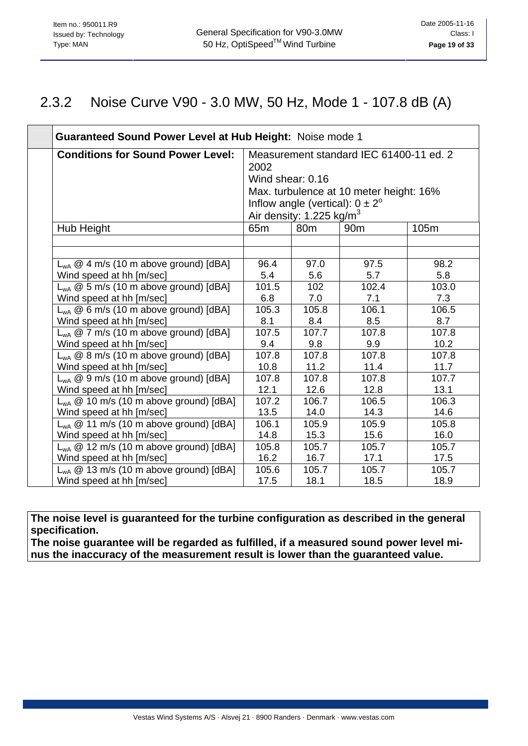## 2.3.2 Noise Curve V90 - 3.0 MW, 50 Hz, Mode 1 - 107.8 dB (A)

| **Guaranteed Sound Power Level at Hub Height:** Noise mode 1 | | | | |
|---|---|---|---|---|
| **Conditions for Sound Power Level:** | Measurement standard IEC 61400-11 ed. 2 2002<br>Wind shear: 0.16<br>Max. turbulence at 10 meter height: 16%<br>Inflow angle (vertical): $0 \pm 2^{o}$<br>Air density: 1.225 kg/m$^3$ | | | |
| Hub Height | 65m | 80m | 90m | 105m |
| | | | | |
| | | | | |
| $L_{wA}$ @ 4 m/s (10 m above ground) [dBA]<br>Wind speed at hh [m/sec] | 96.4<br>5.4 | 97.0<br>5.6 | 97.5<br>5.7 | 98.2<br>5.8 |
| $L_{wA}$ @ 5 m/s (10 m above ground) [dBA]<br>Wind speed at hh [m/sec] | 101.5<br>6.8 | 102<br>7.0 | 102.4<br>7.1 | 103.0<br>7.3 |
| $L_{wA}$ @ 6 m/s (10 m above ground) [dBA]<br>Wind speed at hh [m/sec] | 105.3<br>8.1 | 105.8<br>8.4 | 106.1<br>8.5 | 106.5<br>8.7 |
| $L_{wA}$ @ 7 m/s (10 m above ground) [dBA]<br>Wind speed at hh [m/sec] | 107.5<br>9.4 | 107.7<br>9.8 | 107.8<br>9.9 | 107.8<br>10.2 |
| $L_{wA}$ @ 8 m/s (10 m above ground) [dBA]<br>Wind speed at hh [m/sec] | 107.8<br>10.8 | 107.8<br>11.2 | 107.8<br>11.4 | 107.8<br>11.7 |
| $L_{wA}$ @ 9 m/s (10 m above ground) [dBA]<br>Wind speed at hh [m/sec] | 107.8<br>12.1 | 107.8<br>12.6 | 107.8<br>12.8 | 107.7<br>13.1 |
| $L_{wA}$ @ 10 m/s (10 m above ground) [dBA]<br>Wind speed at hh [m/sec] | 107.2<br>13.5 | 106.7<br>14.0 | 106.5<br>14.3 | 106.3<br>14.6 |
| $L_{wA}$ @ 11 m/s (10 m above ground) [dBA]<br>Wind speed at hh [m/sec] | 106.1<br>14.8 | 105.9<br>15.3 | 105.9<br>15.6 | 105.8<br>16.0 |
| $L_{wA}$ @ 12 m/s (10 m above ground) [dBA]<br>Wind speed at hh [m/sec] | 105.8<br>16.2 | 105.7<br>16.7 | 105.7<br>17.1 | 105.7<br>17.5 |
| $L_{wA}$ @ 13 m/s (10 m above ground) [dBA]<br>Wind speed at hh [m/sec] | 105.6<br>17.5 | 105.7<br>18.1 | 105.7<br>18.5 | 105.7<br>18.9 |

**The noise level is guaranteed for the turbine configuration as described in the general specification.**
**The noise guarantee will be regarded as fulfilled, if a measured sound power level minus the inaccuracy of the measurement result is lower than the guaranteed value.**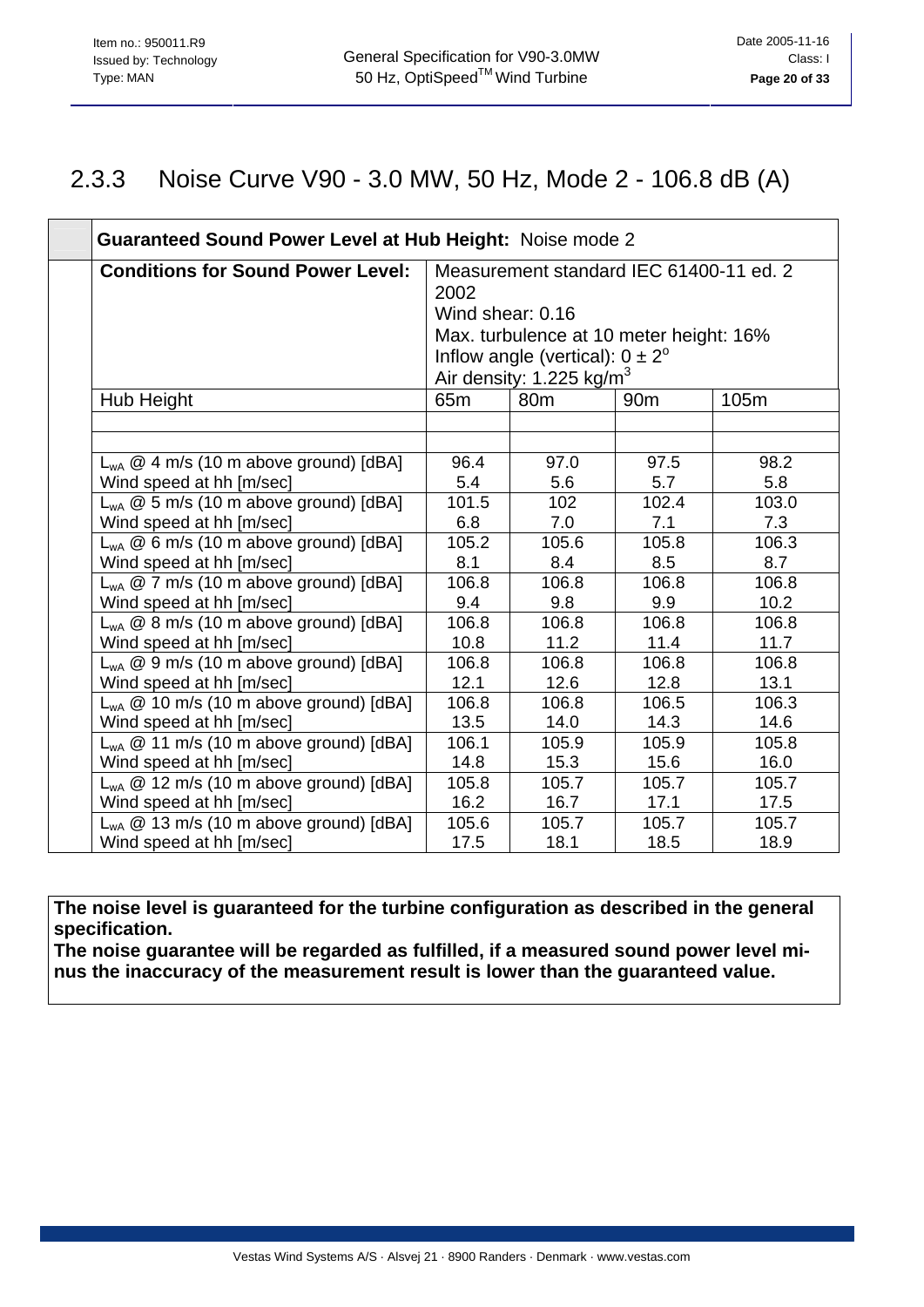## 2.3.3 Noise Curve V90 - 3.0 MW, 50 Hz, Mode 2 - 106.8 dB (A)

| **Guaranteed Sound Power Level at Hub Height:** Noise mode 2 | | | | |
|---|---|---|---|---|
| **Conditions for Sound Power Level:** | Measurement standard IEC 61400-11 ed. 2 2002<br>Wind shear: 0.16<br>Max. turbulence at 10 meter height: 16%<br>Inflow angle (vertical): $0 \pm 2^{o}$<br>Air density: 1.225 kg/m$^3$ | | | |
| Hub Height | 65m | 80m | 90m | 105m |
| | | | | |
| | | | | |
| $L_{wA}$ @ 4 m/s (10 m above ground) [dBA]<br>Wind speed at hh [m/sec] | 96.4<br>5.4 | 97.0<br>5.6 | 97.5<br>5.7 | 98.2<br>5.8 |
| $L_{wA}$ @ 5 m/s (10 m above ground) [dBA]<br>Wind speed at hh [m/sec] | 101.5<br>6.8 | 102<br>7.0 | 102.4<br>7.1 | 103.0<br>7.3 |
| $L_{wA}$ @ 6 m/s (10 m above ground) [dBA]<br>Wind speed at hh [m/sec] | 105.2<br>8.1 | 105.6<br>8.4 | 105.8<br>8.5 | 106.3<br>8.7 |
| $L_{wA}$ @ 7 m/s (10 m above ground) [dBA]<br>Wind speed at hh [m/sec] | 106.8<br>9.4 | 106.8<br>9.8 | 106.8<br>9.9 | 106.8<br>10.2 |
| $L_{wA}$ @ 8 m/s (10 m above ground) [dBA]<br>Wind speed at hh [m/sec] | 106.8<br>10.8 | 106.8<br>11.2 | 106.8<br>11.4 | 106.8<br>11.7 |
| $L_{wA}$ @ 9 m/s (10 m above ground) [dBA]<br>Wind speed at hh [m/sec] | 106.8<br>12.1 | 106.8<br>12.6 | 106.8<br>12.8 | 106.8<br>13.1 |
| $L_{wA}$ @ 10 m/s (10 m above ground) [dBA]<br>Wind speed at hh [m/sec] | 106.8<br>13.5 | 106.8<br>14.0 | 106.5<br>14.3 | 106.3<br>14.6 |
| $L_{wA}$ @ 11 m/s (10 m above ground) [dBA]<br>Wind speed at hh [m/sec] | 106.1<br>14.8 | 105.9<br>15.3 | 105.9<br>15.6 | 105.8<br>16.0 |
| $L_{wA}$ @ 12 m/s (10 m above ground) [dBA]<br>Wind speed at hh [m/sec] | 105.8<br>16.2 | 105.7<br>16.7 | 105.7<br>17.1 | 105.7<br>17.5 |
| $L_{wA}$ @ 13 m/s (10 m above ground) [dBA]<br>Wind speed at hh [m/sec] | 105.6<br>17.5 | 105.7<br>18.1 | 105.7<br>18.5 | 105.7<br>18.9 |

**The noise level is guaranteed for the turbine configuration as described in the general specification.**
**The noise guarantee will be regarded as fulfilled, if a measured sound power level minus the inaccuracy of the measurement result is lower than the guaranteed value.**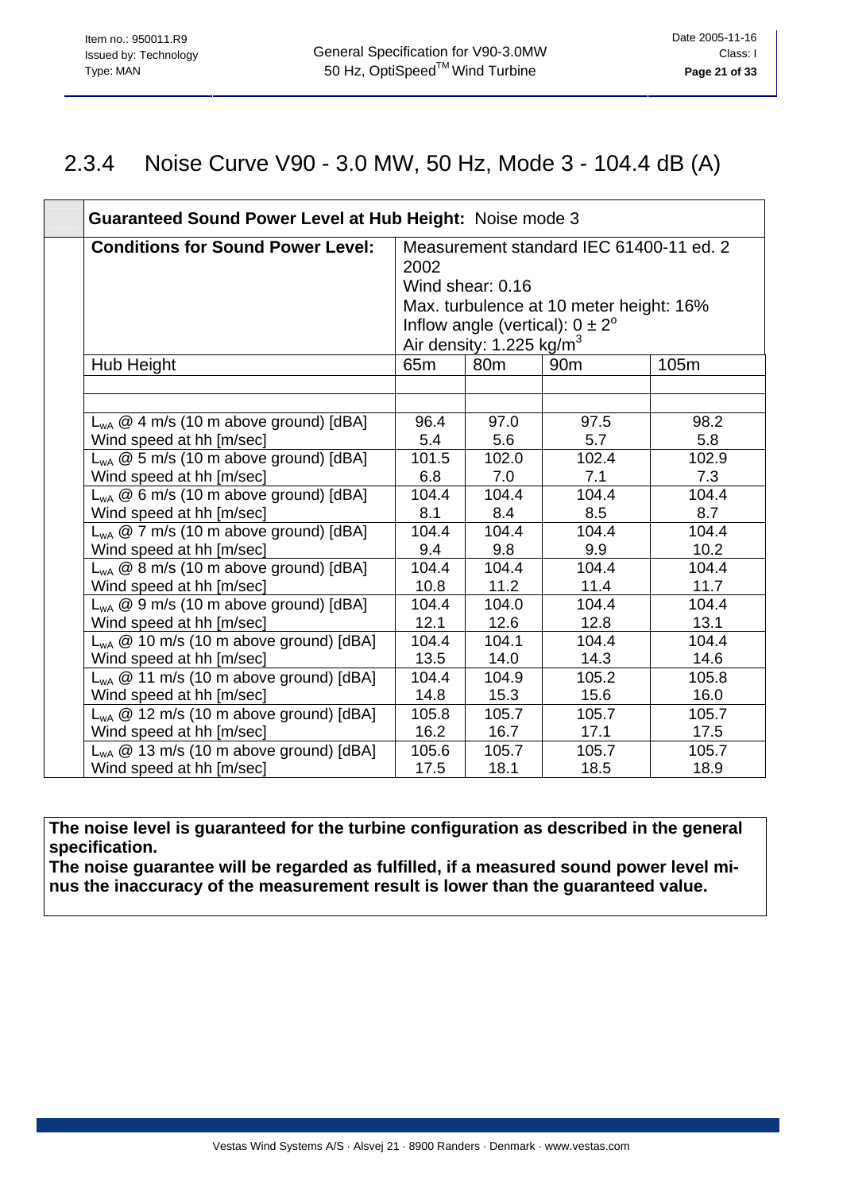## 2.3.4 Noise Curve V90 - 3.0 MW, 50 Hz, Mode 3 - 104.4 dB (A)

| **Guaranteed Sound Power Level at Hub Height:** Noise mode 3 | | | | |
|---|---|---|---|---|
| **Conditions for Sound Power Level:** | Measurement standard IEC 61400-11 ed. 2 2002<br>Wind shear: 0.16<br>Max. turbulence at 10 meter height: 16%<br>Inflow angle (vertical): $0 \pm 2^o$<br>Air density: 1.225 kg/m$^3$ | | | |
| Hub Height | 65m | 80m | 90m | 105m |
| | | | | |
| | | | | |
| $L_{wA}$ @ 4 m/s (10 m above ground) [dBA]<br>Wind speed at hh [m/sec] | 96.4<br>5.4 | 97.0<br>5.6 | 97.5<br>5.7 | 98.2<br>5.8 |
| $L_{wA}$ @ 5 m/s (10 m above ground) [dBA]<br>Wind speed at hh [m/sec] | 101.5<br>6.8 | 102.0<br>7.0 | 102.4<br>7.1 | 102.9<br>7.3 |
| $L_{wA}$ @ 6 m/s (10 m above ground) [dBA]<br>Wind speed at hh [m/sec] | 104.4<br>8.1 | 104.4<br>8.4 | 104.4<br>8.5 | 104.4<br>8.7 |
| $L_{wA}$ @ 7 m/s (10 m above ground) [dBA]<br>Wind speed at hh [m/sec] | 104.4<br>9.4 | 104.4<br>9.8 | 104.4<br>9.9 | 104.4<br>10.2 |
| $L_{wA}$ @ 8 m/s (10 m above ground) [dBA]<br>Wind speed at hh [m/sec] | 104.4<br>10.8 | 104.4<br>11.2 | 104.4<br>11.4 | 104.4<br>11.7 |
| $L_{wA}$ @ 9 m/s (10 m above ground) [dBA]<br>Wind speed at hh [m/sec] | 104.4<br>12.1 | 104.0<br>12.6 | 104.4<br>12.8 | 104.4<br>13.1 |
| $L_{wA}$ @ 10 m/s (10 m above ground) [dBA]<br>Wind speed at hh [m/sec] | 104.4<br>13.5 | 104.1<br>14.0 | 104.4<br>14.3 | 104.4<br>14.6 |
| $L_{wA}$ @ 11 m/s (10 m above ground) [dBA]<br>Wind speed at hh [m/sec] | 104.4<br>14.8 | 104.9<br>15.3 | 105.2<br>15.6 | 105.8<br>16.0 |
| $L_{wA}$ @ 12 m/s (10 m above ground) [dBA]<br>Wind speed at hh [m/sec] | 105.8<br>16.2 | 105.7<br>16.7 | 105.7<br>17.1 | 105.7<br>17.5 |
| $L_{wA}$ @ 13 m/s (10 m above ground) [dBA]<br>Wind speed at hh [m/sec] | 105.6<br>17.5 | 105.7<br>18.1 | 105.7<br>18.5 | 105.7<br>18.9 |

**The noise level is guaranteed for the turbine configuration as described in the general specification.**
**The noise guarantee will be regarded as fulfilled, if a measured sound power level minus the inaccuracy of the measurement result is lower than the guaranteed value.**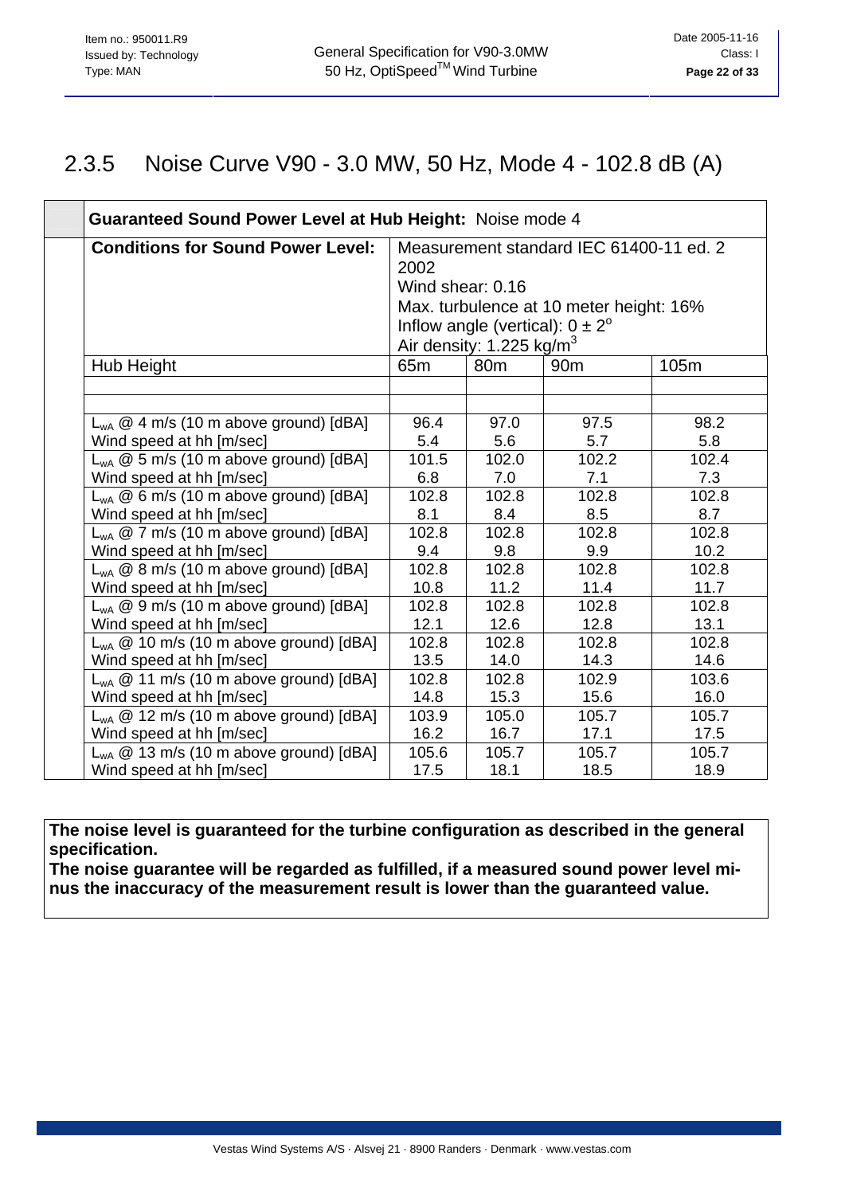## 2.3.5 Noise Curve V90 - 3.0 MW, 50 Hz, Mode 4 - 102.8 dB (A)

| **Guaranteed Sound Power Level at Hub Height:** Noise mode 4 | | | | |
|---|---|---|---|---|
| **Conditions for Sound Power Level:** | Measurement standard IEC 61400-11 ed. 2 2002<br>Wind shear: 0.16<br>Max. turbulence at 10 meter height: 16%<br>Inflow angle (vertical): $0 \pm 2^o$<br>Air density: 1.225 kg/m$^3$ | | | |
| Hub Height | 65m | 80m | 90m | 105m |
| | | | | |
| | | | | |
| $L_{wA}$ @ 4 m/s (10 m above ground) [dBA]<br>Wind speed at hh [m/sec] | 96.4<br>5.4 | 97.0<br>5.6 | 97.5<br>5.7 | 98.2<br>5.8 |
| $L_{wA}$ @ 5 m/s (10 m above ground) [dBA]<br>Wind speed at hh [m/sec] | 101.5<br>6.8 | 102.0<br>7.0 | 102.2<br>7.1 | 102.4<br>7.3 |
| $L_{wA}$ @ 6 m/s (10 m above ground) [dBA]<br>Wind speed at hh [m/sec] | 102.8<br>8.1 | 102.8<br>8.4 | 102.8<br>8.5 | 102.8<br>8.7 |
| $L_{wA}$ @ 7 m/s (10 m above ground) [dBA]<br>Wind speed at hh [m/sec] | 102.8<br>9.4 | 102.8<br>9.8 | 102.8<br>9.9 | 102.8<br>10.2 |
| $L_{wA}$ @ 8 m/s (10 m above ground) [dBA]<br>Wind speed at hh [m/sec] | 102.8<br>10.8 | 102.8<br>11.2 | 102.8<br>11.4 | 102.8<br>11.7 |
| $L_{wA}$ @ 9 m/s (10 m above ground) [dBA]<br>Wind speed at hh [m/sec] | 102.8<br>12.1 | 102.8<br>12.6 | 102.8<br>12.8 | 102.8<br>13.1 |
| $L_{wA}$ @ 10 m/s (10 m above ground) [dBA]<br>Wind speed at hh [m/sec] | 102.8<br>13.5 | 102.8<br>14.0 | 102.8<br>14.3 | 102.8<br>14.6 |
| $L_{wA}$ @ 11 m/s (10 m above ground) [dBA]<br>Wind speed at hh [m/sec] | 102.8<br>14.8 | 102.8<br>15.3 | 102.9<br>15.6 | 103.6<br>16.0 |
| $L_{wA}$ @ 12 m/s (10 m above ground) [dBA]<br>Wind speed at hh [m/sec] | 103.9<br>16.2 | 105.0<br>16.7 | 105.7<br>17.1 | 105.7<br>17.5 |
| $L_{wA}$ @ 13 m/s (10 m above ground) [dBA]<br>Wind speed at hh [m/sec] | 105.6<br>17.5 | 105.7<br>18.1 | 105.7<br>18.5 | 105.7<br>18.9 |

**The noise level is guaranteed for the turbine configuration as described in the general specification.**
**The noise guarantee will be regarded as fulfilled, if a measured sound power level minus the inaccuracy of the measurement result is lower than the guaranteed value.**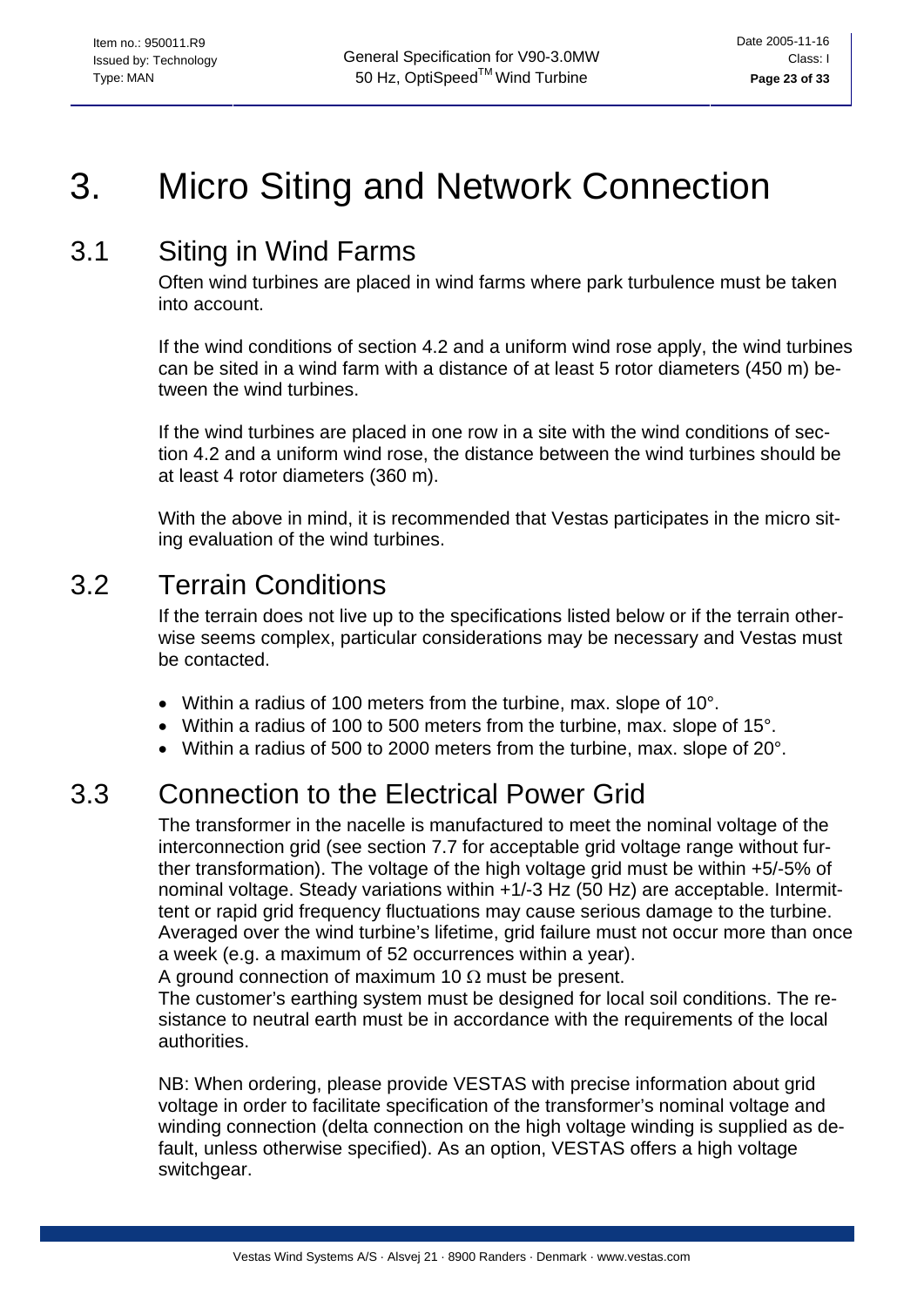# 3. Micro Siting and Network Connection

## 3.1 Siting in Wind Farms

Often wind turbines are placed in wind farms where park turbulence must be taken into account.

If the wind conditions of section 4.2 and a uniform wind rose apply, the wind turbines can be sited in a wind farm with a distance of at least 5 rotor diameters (450 m) between the wind turbines.

If the wind turbines are placed in one row in a site with the wind conditions of section 4.2 and a uniform wind rose, the distance between the wind turbines should be at least 4 rotor diameters (360 m).

With the above in mind, it is recommended that Vestas participates in the micro siting evaluation of the wind turbines.

## 3.2 Terrain Conditions

If the terrain does not live up to the specifications listed below or if the terrain otherwise seems complex, particular considerations may be necessary and Vestas must be contacted.

- Within a radius of 100 meters from the turbine, max. slope of 10°.
- Within a radius of 100 to 500 meters from the turbine, max. slope of 15°.
- Within a radius of 500 to 2000 meters from the turbine, max. slope of 20°.

## 3.3 Connection to the Electrical Power Grid

The transformer in the nacelle is manufactured to meet the nominal voltage of the interconnection grid (see section 7.7 for acceptable grid voltage range without further transformation). The voltage of the high voltage grid must be within +5/-5% of nominal voltage. Steady variations within +1/-3 Hz (50 Hz) are acceptable. Intermittent or rapid grid frequency fluctuations may cause serious damage to the turbine. Averaged over the wind turbine's lifetime, grid failure must not occur more than once a week (e.g. a maximum of 52 occurrences within a year).
A ground connection of maximum 10 Ω must be present.
The customer's earthing system must be designed for local soil conditions. The resistance to neutral earth must be in accordance with the requirements of the local authorities.

NB: When ordering, please provide VESTAS with precise information about grid voltage in order to facilitate specification of the transformer's nominal voltage and winding connection (delta connection on the high voltage winding is supplied as default, unless otherwise specified). As an option, VESTAS offers a high voltage switchgear.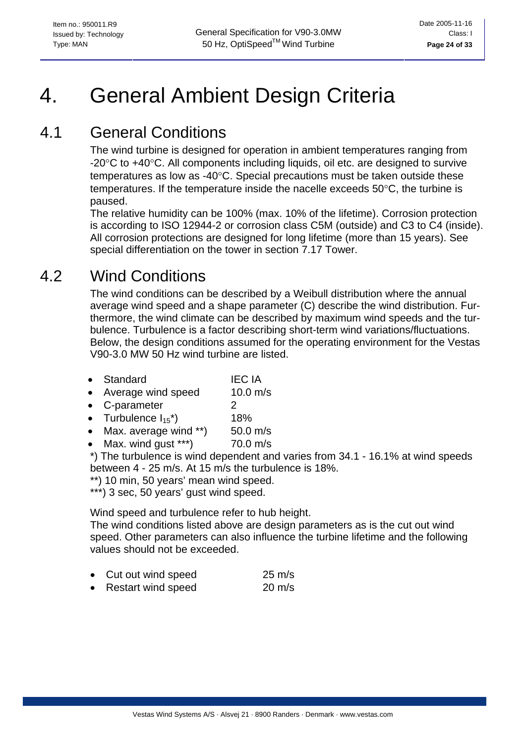# 4. General Ambient Design Criteria

## 4.1 General Conditions

The wind turbine is designed for operation in ambient temperatures ranging from -20°C to +40°C. All components including liquids, oil etc. are designed to survive temperatures as low as -40°C. Special precautions must be taken outside these temperatures. If the temperature inside the nacelle exceeds 50°C, the turbine is paused.

The relative humidity can be 100% (max. 10% of the lifetime). Corrosion protection is according to ISO 12944-2 or corrosion class C5M (outside) and C3 to C4 (inside). All corrosion protections are designed for long lifetime (more than 15 years). See special differentiation on the tower in section 7.17 Tower.

## 4.2 Wind Conditions

The wind conditions can be described by a Weibull distribution where the annual average wind speed and a shape parameter (C) describe the wind distribution. Furthermore, the wind climate can be described by maximum wind speeds and the turbulence. Turbulence is a factor describing short-term wind variations/fluctuations. Below, the design conditions assumed for the operating environment for the Vestas V90-3.0 MW 50 Hz wind turbine are listed.

- Standard IEC IA
- Average wind speed 10.0 m/s
- C-parameter 2
- Turbulence $I_{15}$*) 18%
- Max. average wind **) 50.0 m/s
- Max. wind gust ***) 70.0 m/s

*) The turbulence is wind dependent and varies from 34.1 - 16.1% at wind speeds between 4 - 25 m/s. At 15 m/s the turbulence is 18%.

**) 10 min, 50 years' mean wind speed.

***) 3 sec, 50 years' gust wind speed.

Wind speed and turbulence refer to hub height.

The wind conditions listed above are design parameters as is the cut out wind speed. Other parameters can also influence the turbine lifetime and the following values should not be exceeded.

- Cut out wind speed 25 m/s
- Restart wind speed 20 m/s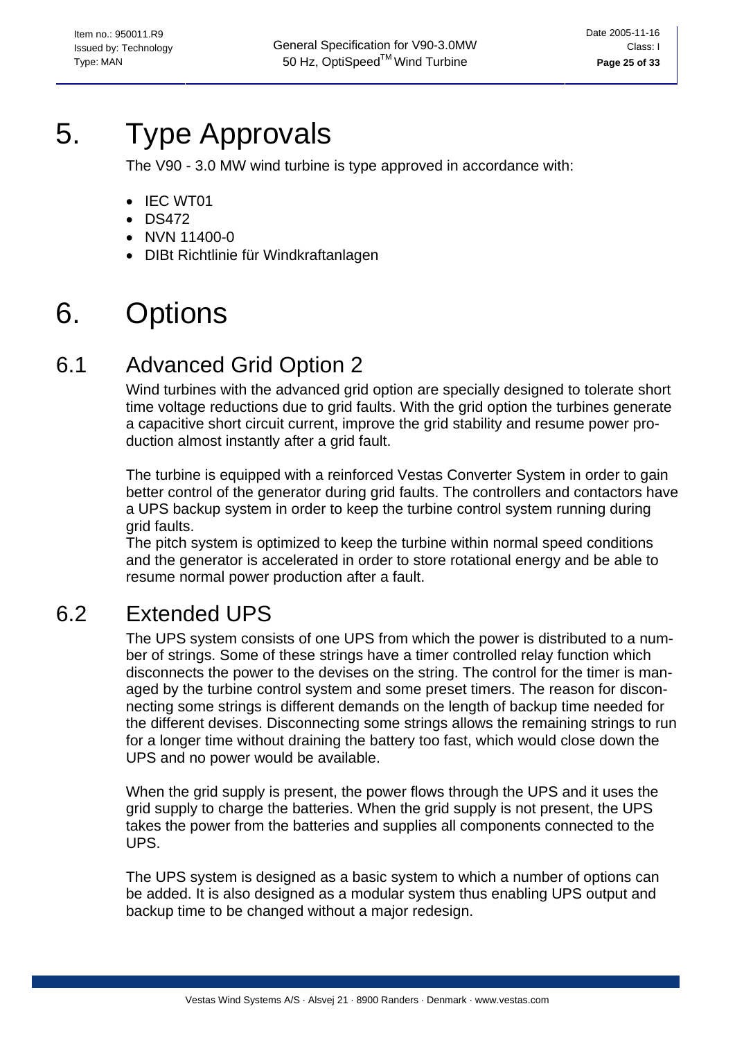# 5. Type Approvals

The V90 - 3.0 MW wind turbine is type approved in accordance with:

- IEC WT01
- DS472
- NVN 11400-0
- DIBt Richtlinie für Windkraftanlagen

# 6. Options

## 6.1 Advanced Grid Option 2

Wind turbines with the advanced grid option are specially designed to tolerate short time voltage reductions due to grid faults. With the grid option the turbines generate a capacitive short circuit current, improve the grid stability and resume power production almost instantly after a grid fault.

The turbine is equipped with a reinforced Vestas Converter System in order to gain better control of the generator during grid faults. The controllers and contactors have a UPS backup system in order to keep the turbine control system running during grid faults.
The pitch system is optimized to keep the turbine within normal speed conditions and the generator is accelerated in order to store rotational energy and be able to resume normal power production after a fault.

## 6.2 Extended UPS

The UPS system consists of one UPS from which the power is distributed to a number of strings. Some of these strings have a timer controlled relay function which disconnects the power to the devises on the string. The control for the timer is managed by the turbine control system and some preset timers. The reason for disconnecting some strings is different demands on the length of backup time needed for the different devises. Disconnecting some strings allows the remaining strings to run for a longer time without draining the battery too fast, which would close down the UPS and no power would be available.

When the grid supply is present, the power flows through the UPS and it uses the grid supply to charge the batteries. When the grid supply is not present, the UPS takes the power from the batteries and supplies all components connected to the UPS.

The UPS system is designed as a basic system to which a number of options can be added. It is also designed as a modular system thus enabling UPS output and backup time to be changed without a major redesign.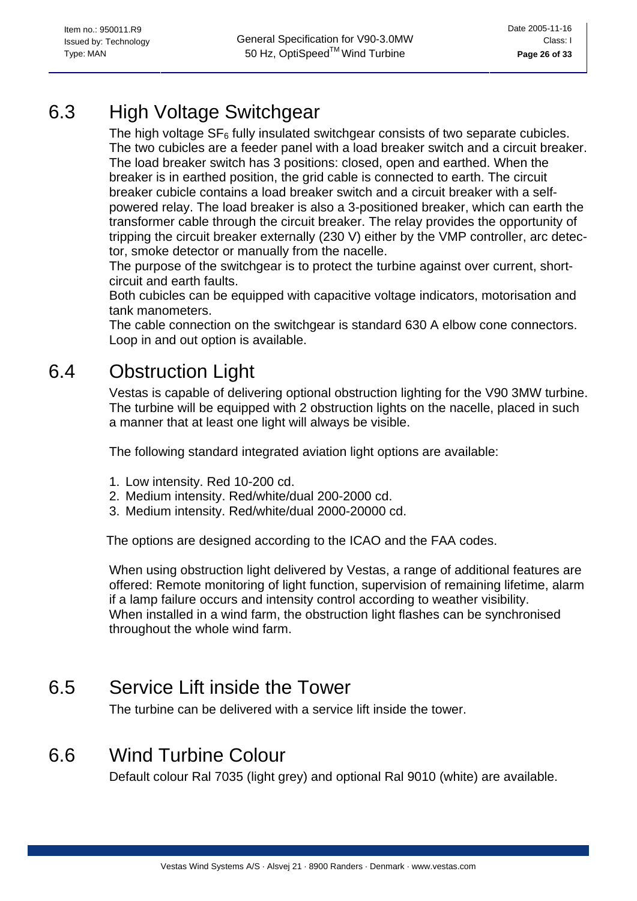## 6.3 High Voltage Switchgear

The high voltage $SF_6$ fully insulated switchgear consists of two separate cubicles. The two cubicles are a feeder panel with a load breaker switch and a circuit breaker. The load breaker switch has 3 positions: closed, open and earthed. When the breaker is in earthed position, the grid cable is connected to earth. The circuit breaker cubicle contains a load breaker switch and a circuit breaker with a self-powered relay. The load breaker is also a 3-positioned breaker, which can earth the transformer cable through the circuit breaker. The relay provides the opportunity of tripping the circuit breaker externally (230 V) either by the VMP controller, arc detector, smoke detector or manually from the nacelle.
The purpose of the switchgear is to protect the turbine against over current, short-circuit and earth faults.
Both cubicles can be equipped with capacitive voltage indicators, motorisation and tank manometers.
The cable connection on the switchgear is standard 630 A elbow cone connectors. Loop in and out option is available.

## 6.4 Obstruction Light

Vestas is capable of delivering optional obstruction lighting for the V90 3MW turbine. The turbine will be equipped with 2 obstruction lights on the nacelle, placed in such a manner that at least one light will always be visible.

The following standard integrated aviation light options are available:

1. Low intensity. Red 10-200 cd.
2. Medium intensity. Red/white/dual 200-2000 cd.
3. Medium intensity. Red/white/dual 2000-20000 cd.

The options are designed according to the ICAO and the FAA codes.

When using obstruction light delivered by Vestas, a range of additional features are offered: Remote monitoring of light function, supervision of remaining lifetime, alarm if a lamp failure occurs and intensity control according to weather visibility.
When installed in a wind farm, the obstruction light flashes can be synchronised throughout the whole wind farm.

## 6.5 Service Lift inside the Tower

The turbine can be delivered with a service lift inside the tower.

## 6.6 Wind Turbine Colour

Default colour Ral 7035 (light grey) and optional Ral 9010 (white) are available.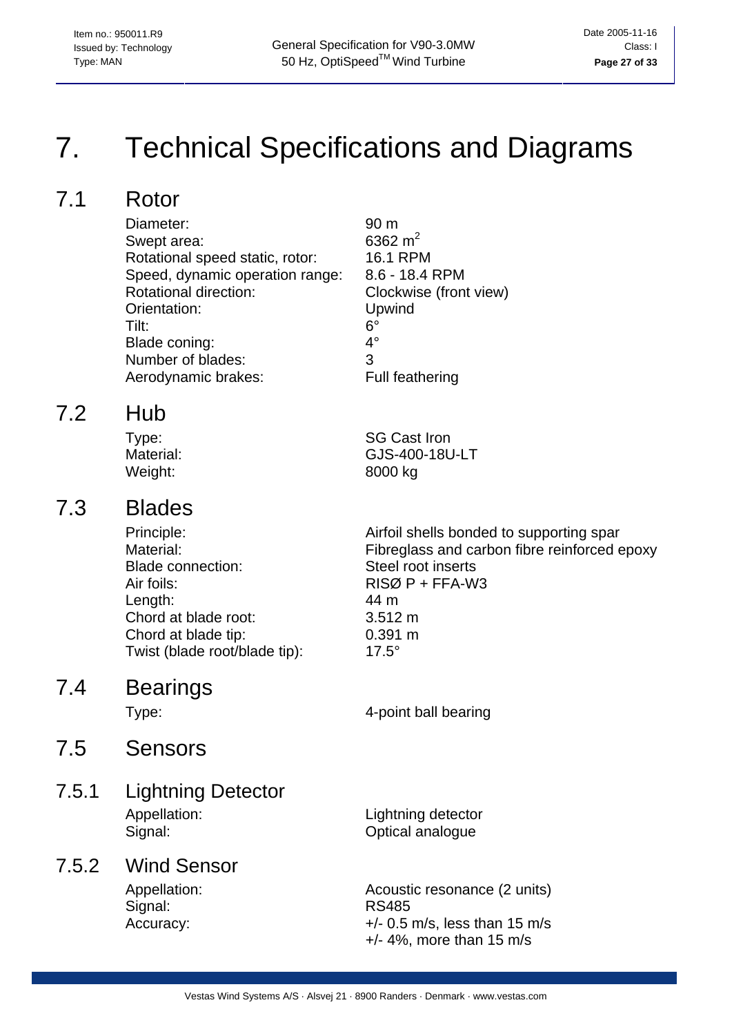# 7. Technical Specifications and Diagrams

## 7.1 Rotor

| | |
|---|---|
| Diameter: | 90 m |
| Swept area: | 6362 $m^2$ |
| Rotational speed static, rotor: | 16.1 RPM |
| Speed, dynamic operation range: | 8.6 - 18.4 RPM |
| Rotational direction: | Clockwise (front view) |
| Orientation: | Upwind |
| Tilt: | 6° |
| Blade coning: | 4° |
| Number of blades: | 3 |
| Aerodynamic brakes: | Full feathering |

## 7.2 Hub

| | |
|---|---|
| Type: | SG Cast Iron |
| Material: | GJS-400-18U-LT |
| Weight: | 8000 kg |

## 7.3 Blades

| | |
|---|---|
| Principle: | Airfoil shells bonded to supporting spar |
| Material: | Fibreglass and carbon fibre reinforced epoxy |
| Blade connection: | Steel root inserts |
| Air foils: | RISØ P + FFA-W3 |
| Length: | 44 m |
| Chord at blade root: | 3.512 m |
| Chord at blade tip: | 0.391 m |
| Twist (blade root/blade tip): | 17.5° |

## 7.4 Bearings

| | |
|---|---|
| Type: | 4-point ball bearing |

## 7.5 Sensors

### 7.5.1 Lightning Detector

| | |
|---|---|
| Appellation: | Lightning detector |
| Signal: | Optical analogue |

### 7.5.2 Wind Sensor

| | |
|---|---|
| Appellation: | Acoustic resonance (2 units) |
| Signal: | RS485 |
| Accuracy: | +/- 0.5 m/s, less than 15 m/s<br>+/- 4%, more than 15 m/s |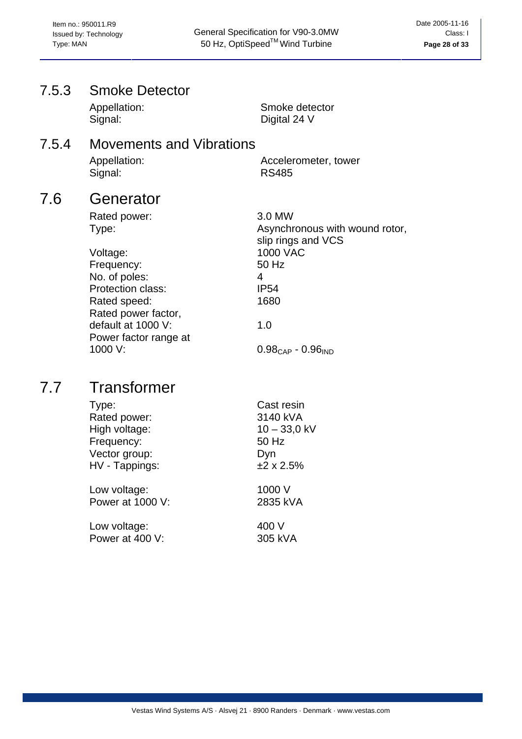### 7.5.3 Smoke Detector

| | |
|---|---|
| Appellation: | Smoke detector |
| Signal: | Digital 24 V |

### 7.5.4 Movements and Vibrations

| | |
|---|---|
| Appellation: | Accelerometer, tower |
| Signal: | RS485 |

## 7.6 Generator

| | |
|---|---|
| Rated power: | 3.0 MW |
| Type: | Asynchronous with wound rotor, slip rings and VCS |
| Voltage: | 1000 VAC |
| Frequency: | 50 Hz |
| No. of poles: | 4 |
| Protection class: | IP54 |
| Rated speed: | 1680 |
| Rated power factor, default at 1000 V: | 1.0 |
| Power factor range at 1000 V: | $0.98_{CAP}$ - $0.96_{IND}$ |

## 7.7 Transformer

| | |
|---|---|
| Type: | Cast resin |
| Rated power: | 3140 kVA |
| High voltage: | 10 – 33,0 kV |
| Frequency: | 50 Hz |
| Vector group: | Dyn |
| HV - Tappings: | ±2 x 2.5% |
| Low voltage: | 1000 V |
| Power at 1000 V: | 2835 kVA |
| Low voltage: | 400 V |
| Power at 400 V: | 305 kVA |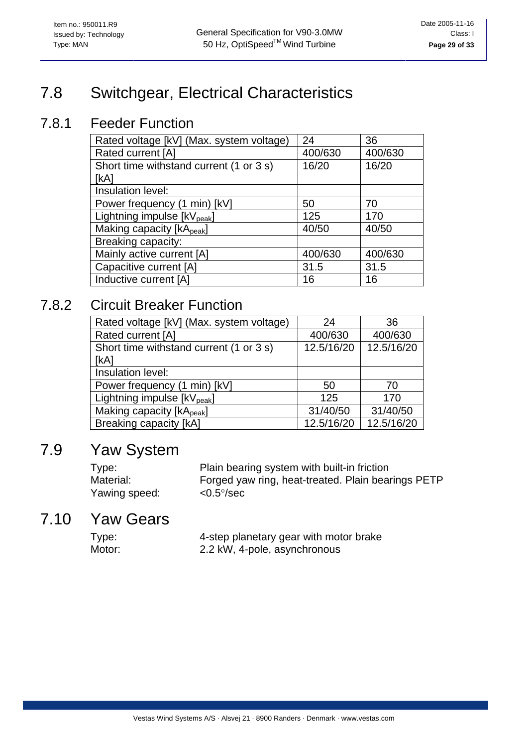## 7.8 Switchgear, Electrical Characteristics

### 7.8.1 Feeder Function

| Rated voltage [kV] (Max. system voltage) | 24 | 36 |
|---|---|---|
| Rated current [A] | 400/630 | 400/630 |
| Short time withstand current (1 or 3 s) [kA] | 16/20 | 16/20 |
| Insulation level: | | |
| Power frequency (1 min) [kV] | 50 | 70 |
| Lightning impulse [$kV_{peak}$] | 125 | 170 |
| Making capacity [$kA_{peak}$] | 40/50 | 40/50 |
| Breaking capacity: | | |
| Mainly active current [A] | 400/630 | 400/630 |
| Capacitive current [A] | 31.5 | 31.5 |
| Inductive current [A] | 16 | 16 |

### 7.8.2 Circuit Breaker Function

| Rated voltage [kV] (Max. system voltage) | 24 | 36 |
|---|---|---|
| Rated current [A] | 400/630 | 400/630 |
| Short time withstand current (1 or 3 s) [kA] | 12.5/16/20 | 12.5/16/20 |
| Insulation level: | | |
| Power frequency (1 min) [kV] | 50 | 70 |
| Lightning impulse [$kV_{peak}$] | 125 | 170 |
| Making capacity [$kA_{peak}$] | 31/40/50 | 31/40/50 |
| Breaking capacity [kA] | 12.5/16/20 | 12.5/16/20 |

## 7.9 Yaw System

Type: Plain bearing system with built-in friction
Material: Forged yaw ring, heat-treated. Plain bearings PETP
Yawing speed: <0.5°/sec

## 7.10 Yaw Gears

Type: 4-step planetary gear with motor brake
Motor: 2.2 kW, 4-pole, asynchronous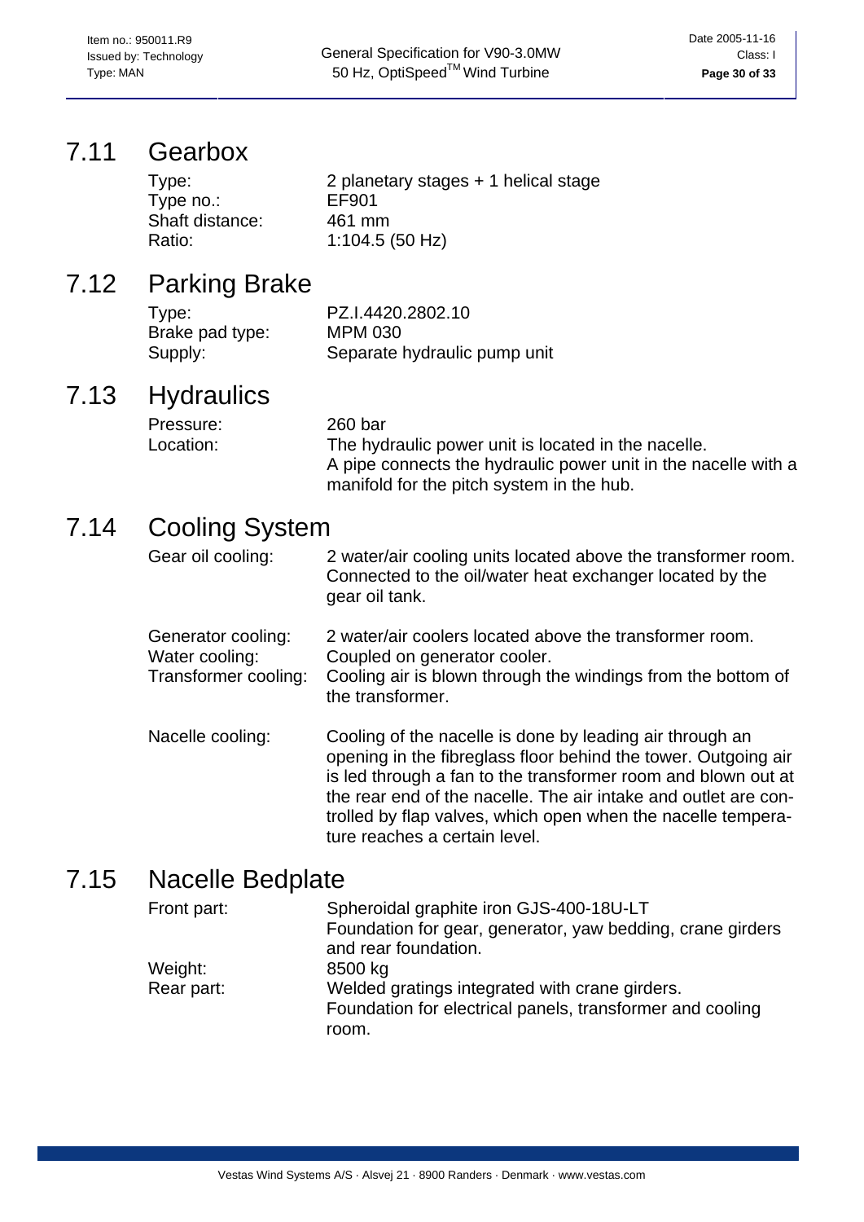## 7.11 Gearbox

| | |
|---|---|
| Type: | 2 planetary stages + 1 helical stage |
| Type no.: | EF901 |
| Shaft distance: | 461 mm |
| Ratio: | 1:104.5 (50 Hz) |

## 7.12 Parking Brake

| | |
|---|---|
| Type: | PZ.I.4420.2802.10 |
| Brake pad type: | MPM 030 |
| Supply: | Separate hydraulic pump unit |

## 7.13 Hydraulics

| | |
|---|---|
| Pressure: | 260 bar |
| Location: | The hydraulic power unit is located in the nacelle. A pipe connects the hydraulic power unit in the nacelle with a manifold for the pitch system in the hub. |

## 7.14 Cooling System

| | |
|---|---|
| Gear oil cooling: | 2 water/air cooling units located above the transformer room. Connected to the oil/water heat exchanger located by the gear oil tank. |
| Generator cooling: | 2 water/air coolers located above the transformer room. |
| Water cooling: | Coupled on generator cooler. |
| Transformer cooling: | Cooling air is blown through the windings from the bottom of the transformer. |
| Nacelle cooling: | Cooling of the nacelle is done by leading air through an opening in the fibreglass floor behind the tower. Outgoing air is led through a fan to the transformer room and blown out at the rear end of the nacelle. The air intake and outlet are controlled by flap valves, which open when the nacelle temperature reaches a certain level. |

## 7.15 Nacelle Bedplate

| | |
|---|---|
| Front part: | Spheroidal graphite iron GJS-400-18U-LT Foundation for gear, generator, yaw bedding, crane girders and rear foundation. |
| Weight: | 8500 kg |
| Rear part: | Welded gratings integrated with crane girders. Foundation for electrical panels, transformer and cooling room. |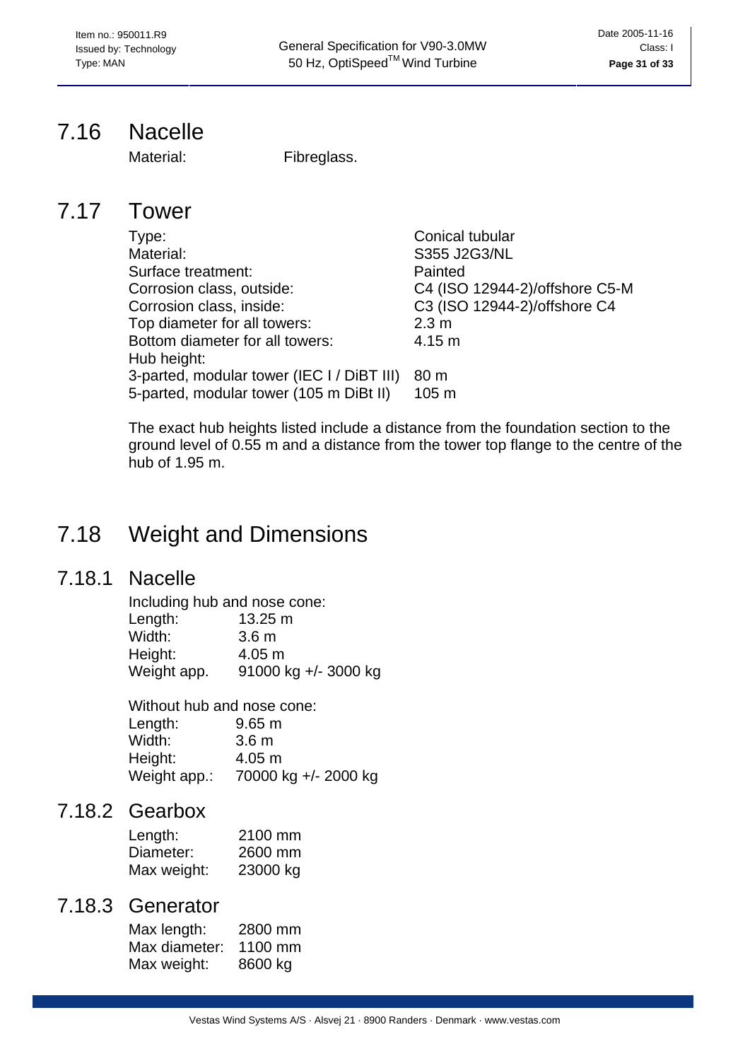## 7.16 Nacelle

| | |
|---|---|
| Material: | Fibreglass. |

## 7.17 Tower

| | |
|---|---|
| Type: | Conical tubular |
| Material: | S355 J2G3/NL |
| Surface treatment: | Painted |
| Corrosion class, outside: | C4 (ISO 12944-2)/offshore C5-M |
| Corrosion class, inside: | C3 (ISO 12944-2)/offshore C4 |
| Top diameter for all towers: | 2.3 m |
| Bottom diameter for all towers: | 4.15 m |
| Hub height: | |
| 3-parted, modular tower (IEC I / DiBT III) | 80 m |
| 5-parted, modular tower (105 m DiBt II) | 105 m |

The exact hub heights listed include a distance from the foundation section to the ground level of 0.55 m and a distance from the tower top flange to the centre of the hub of 1.95 m.

## 7.18 Weight and Dimensions

### 7.18.1 Nacelle

Including hub and nose cone:

| | |
|---|---|
| Length: | 13.25 m |
| Width: | 3.6 m |
| Height: | 4.05 m |
| Weight app. | 91000 kg +/- 3000 kg |

Without hub and nose cone:

| | |
|---|---|
| Length: | 9.65 m |
| Width: | 3.6 m |
| Height: | 4.05 m |
| Weight app.: | 70000 kg +/- 2000 kg |

### 7.18.2 Gearbox

| | |
|---|---|
| Length: | 2100 mm |
| Diameter: | 2600 mm |
| Max weight: | 23000 kg |

### 7.18.3 Generator

| | |
|---|---|
| Max length: | 2800 mm |
| Max diameter: | 1100 mm |
| Max weight: | 8600 kg |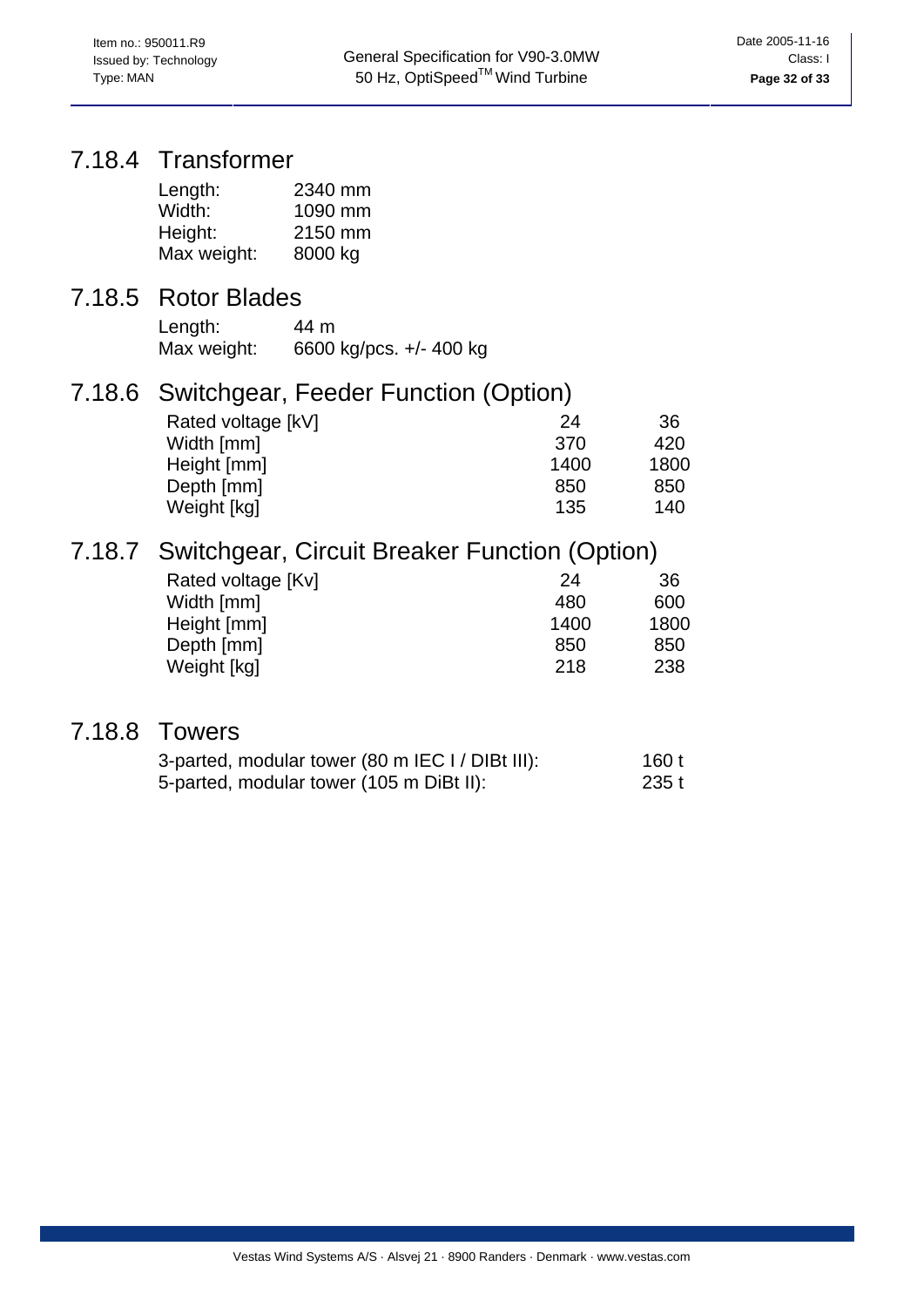## 7.18.4 Transformer

| | |
|---|---|
| Length: | 2340 mm |
| Width: | 1090 mm |
| Height: | 2150 mm |
| Max weight: | 8000 kg |

## 7.18.5 Rotor Blades

| | |
|---|---|
| Length: | 44 m |
| Max weight: | 6600 kg/pcs. +/- 400 kg |

## 7.18.6 Switchgear, Feeder Function (Option)

| Rated voltage [kV] | 24 | 36 |
|---|---|---|
| Width [mm] | 370 | 420 |
| Height [mm] | 1400 | 1800 |
| Depth [mm] | 850 | 850 |
| Weight [kg] | 135 | 140 |

## 7.18.7 Switchgear, Circuit Breaker Function (Option)

| Rated voltage [Kv] | 24 | 36 |
|---|---|---|
| Width [mm] | 480 | 600 |
| Height [mm] | 1400 | 1800 |
| Depth [mm] | 850 | 850 |
| Weight [kg] | 218 | 238 |

## 7.18.8 Towers

| | |
|---|---|
| 3-parted, modular tower (80 m IEC I / DIBt III): | 160 t |
| 5-parted, modular tower (105 m DiBt II): | 235 t |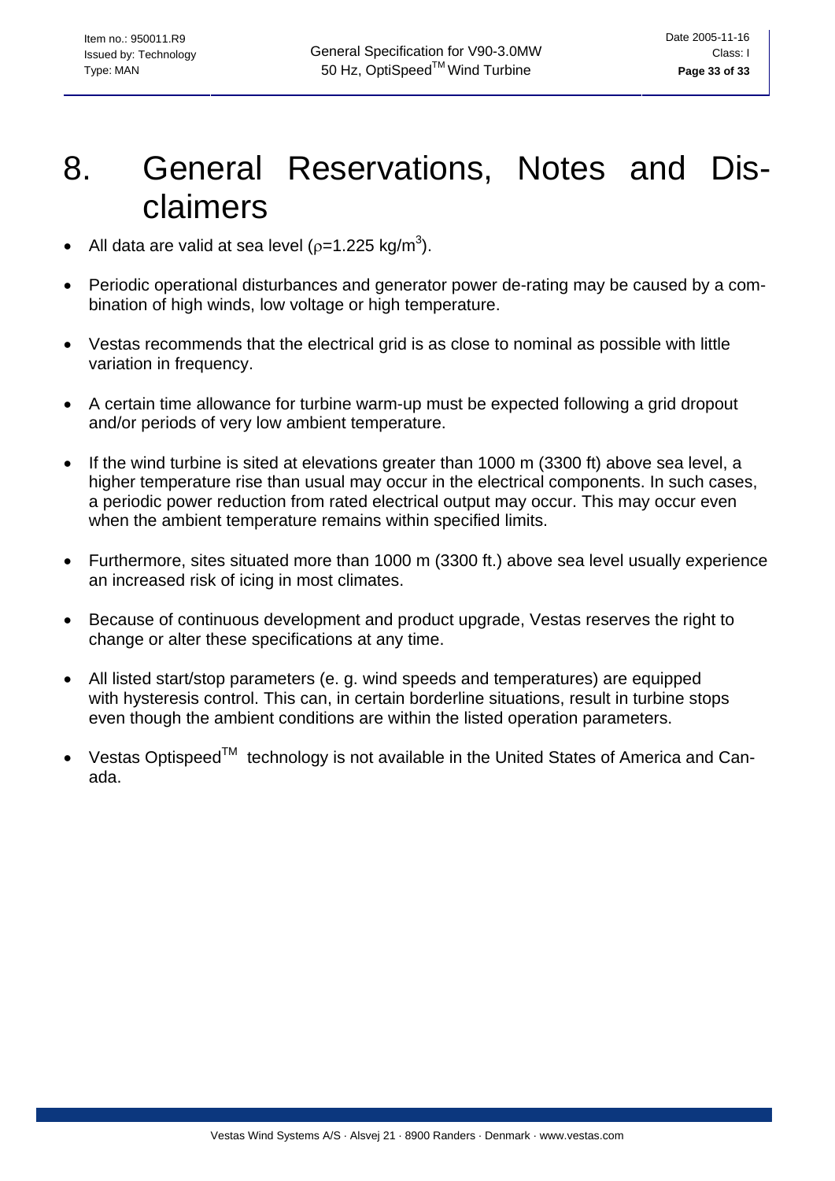# 8. General Reservations, Notes and Disclaimers

- All data are valid at sea level ($\rho$=1.225 kg/m$^3$).
- Periodic operational disturbances and generator power de-rating may be caused by a combination of high winds, low voltage or high temperature.
- Vestas recommends that the electrical grid is as close to nominal as possible with little variation in frequency.
- A certain time allowance for turbine warm-up must be expected following a grid dropout and/or periods of very low ambient temperature.
- If the wind turbine is sited at elevations greater than 1000 m (3300 ft) above sea level, a higher temperature rise than usual may occur in the electrical components. In such cases, a periodic power reduction from rated electrical output may occur. This may occur even when the ambient temperature remains within specified limits.
- Furthermore, sites situated more than 1000 m (3300 ft.) above sea level usually experience an increased risk of icing in most climates.
- Because of continuous development and product upgrade, Vestas reserves the right to change or alter these specifications at any time.
- All listed start/stop parameters (e. g. wind speeds and temperatures) are equipped with hysteresis control. This can, in certain borderline situations, result in turbine stops even though the ambient conditions are within the listed operation parameters.
- Vestas Optispeed™ technology is not available in the United States of America and Canada.